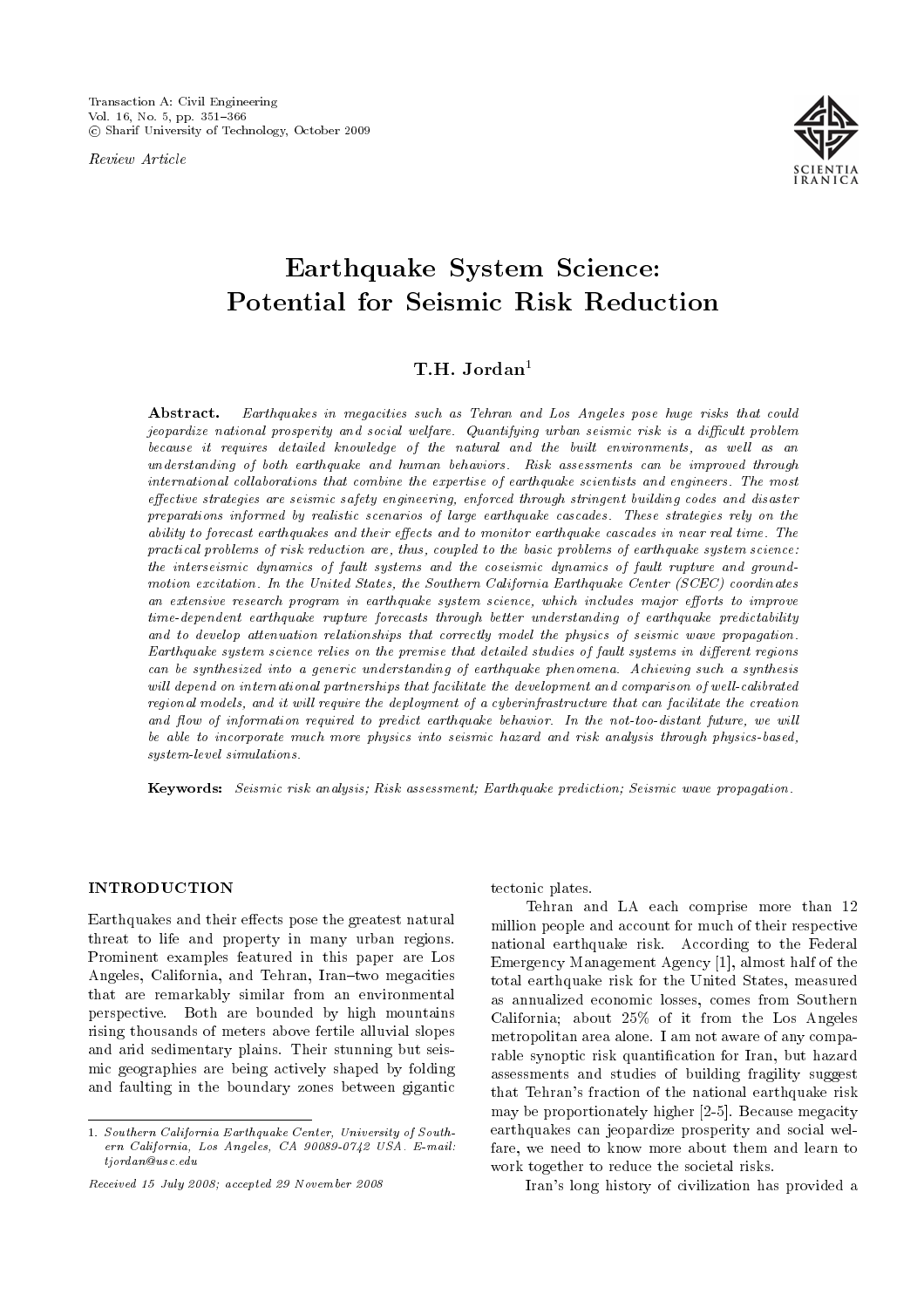*Review Article*

# Earthquake System Science: Potential for Seismic Risk Reduction

**T.H. Jordan**[1]

**Abstract.** *Earthquakes in megacities such as Tehran and Los Angeles pose huge risks that could jeopardize national prosperity and social welfare. Quantifying urban seismic risk is a difficult problem because it requires detailed knowledge of the natural and the built environments, as well as an understanding of both earthquake and human behaviors. Risk assessments can be improved through international collaborations that combine the expertise of earthquake scientists and engineers. The most effective strategies are seismic safety engineering, enforced through stringent building codes and disaster preparations informed by realistic scenarios of large earthquake cascades. These strategies rely on the ability to forecast earthquakes and their effects and to monitor earthquake cascades in near real time. The practical problems of risk reduction are, thus, coupled to the basic problems of earthquake system science: the interseismic dynamics of fault systems and the coseismic dynamics of fault rupture and ground-motion excitation. In the United States, the Southern California Earthquake Center (SCEC) coordinates an extensive research program in earthquake system science, which includes major efforts to improve time-dependent earthquake rupture forecasts through better understanding of earthquake predictability and to develop attenuation relationships that correctly model the physics of seismic wave propagation. Earthquake system science relies on the premise that detailed studies of fault systems in different regions can be synthesized into a generic understanding of earthquake phenomena. Achieving such a synthesis will depend on international partnerships that facilitate the development and comparison of well-calibrated regional models, and it will require the deployment of a cyberinfrastructure that can facilitate the creation and flow of information required to predict earthquake behavior. In the not-too-distant future, we will be able to incorporate much more physics into seismic hazard and risk analysis through physics-based, system-level simulations.*

**Keywords:** *Seismic risk analysis; Risk assessment; Earthquake prediction; Seismic wave propagation.*

## INTRODUCTION

Earthquakes and their effects pose the greatest natural threat to life and property in many urban regions. Prominent examples featured in this paper are Los Angeles, California, and Tehran, Iran–two megacities that are remarkably similar from an environmental perspective. Both are bounded by high mountains rising thousands of meters above fertile alluvial slopes and arid sedimentary plains. Their stunning but seismic geographies are being actively shaped by folding and faulting in the boundary zones between gigantic tectonic plates.

Tehran and LA each comprise more than 12 million people and account for much of their respective national earthquake risk. According to the Federal Emergency Management Agency [1], almost half of the total earthquake risk for the United States, measured as annualized economic losses, comes from Southern California; about 25% of it from the Los Angeles metropolitan area alone. I am not aware of any comparable synoptic risk quantification for Iran, but hazard assessments and studies of building fragility suggest that Tehran's fraction of the national earthquake risk may be proportionately higher [2-5]. Because megacity earthquakes can jeopardize prosperity and social welfare, we need to know more about them and learn to work together to reduce the societal risks.

Iran's long history of civilization has provided a

---

1. *Southern California Earthquake Center, University of Southern California, Los Angeles, CA 90089-0742 USA. E-mail: tjordan@usc.edu*

*Received 15 July 2008; accepted 29 November 2008*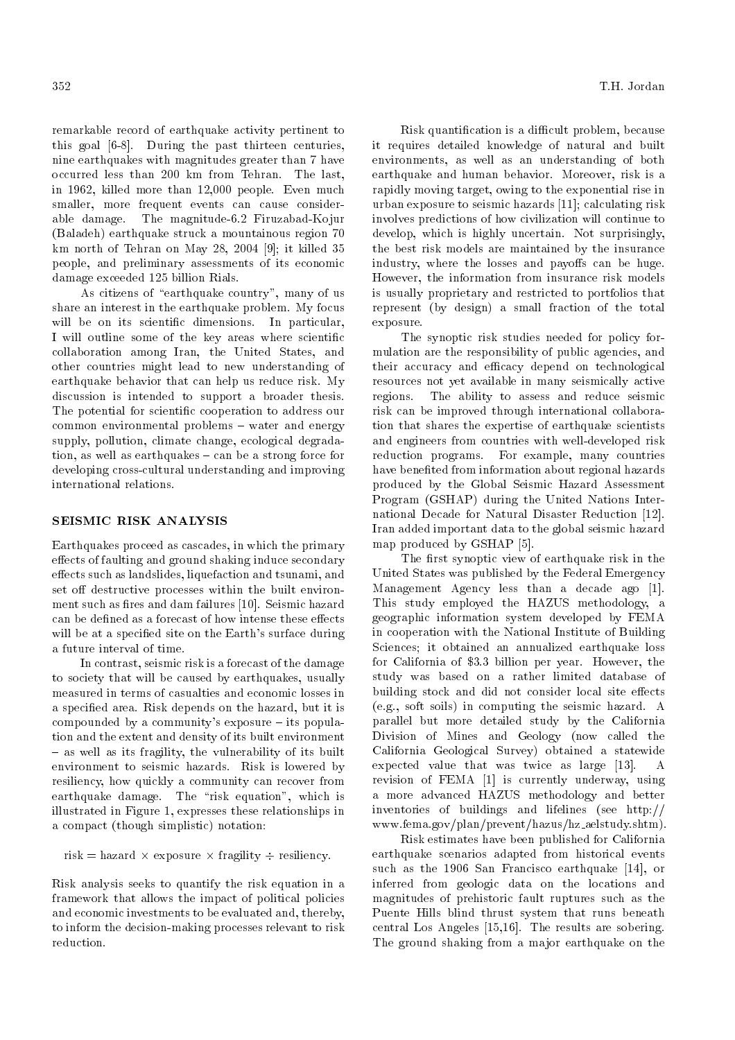remarkable record of earthquake activity pertinent to this goal [6-8]. During the past thirteen centuries, nine earthquakes with magnitudes greater than 7 have occurred less than 200 km from Tehran. The last, in 1962, killed more than 12,000 people. Even much smaller, more frequent events can cause considerable damage. The magnitude-6.2 Firuzabad-Kojur (Baladeh) earthquake struck a mountainous region 70 km north of Tehran on May 28, 2004 [9]; it killed 35 people, and preliminary assessments of its economic damage exceeded 125 billion Rials.

As citizens of "earthquake country", many of us share an interest in the earthquake problem. My focus will be on its scientific dimensions. In particular, I will outline some of the key areas where scientific collaboration among Iran, the United States, and other countries might lead to new understanding of earthquake behavior that can help us reduce risk. My discussion is intended to support a broader thesis. The potential for scientific cooperation to address our common environmental problems – water and energy supply, pollution, climate change, ecological degradation, as well as earthquakes – can be a strong force for developing cross-cultural understanding and improving international relations.

## SEISMIC RISK ANALYSIS

Earthquakes proceed as cascades, in which the primary effects of faulting and ground shaking induce secondary effects such as landslides, liquefaction and tsunami, and set off destructive processes within the built environment such as fires and dam failures [10]. Seismic hazard can be defined as a forecast of how intense these effects will be at a specified site on the Earth's surface during a future interval of time.

In contrast, seismic risk is a forecast of the damage to society that will be caused by earthquakes, usually measured in terms of casualties and economic losses in a specified area. Risk depends on the hazard, but it is compounded by a community's exposure – its population and the extent and density of its built environment – as well as its fragility, the vulnerability of its built environment to seismic hazards. Risk is lowered by resiliency, how quickly a community can recover from earthquake damage. The "risk equation", which is illustrated in Figure 1, expresses these relationships in a compact (though simplistic) notation:

$$\text{risk} = \text{hazard} \times \text{exposure} \times \text{fragility} \div \text{resiliency}.$$

Risk analysis seeks to quantify the risk equation in a framework that allows the impact of political policies and economic investments to be evaluated and, thereby, to inform the decision-making processes relevant to risk reduction.

Risk quantification is a difficult problem, because it requires detailed knowledge of natural and built environments, as well as an understanding of both earthquake and human behavior. Moreover, risk is a rapidly moving target, owing to the exponential rise in urban exposure to seismic hazards [11]; calculating risk involves predictions of how civilization will continue to develop, which is highly uncertain. Not surprisingly, the best risk models are maintained by the insurance industry, where the losses and payoffs can be huge. However, the information from insurance risk models is usually proprietary and restricted to portfolios that represent (by design) a small fraction of the total exposure.

The synoptic risk studies needed for policy formulation are the responsibility of public agencies, and their accuracy and efficacy depend on technological resources not yet available in many seismically active regions. The ability to assess and reduce seismic risk can be improved through international collaboration that shares the expertise of earthquake scientists and engineers from countries with well-developed risk reduction programs. For example, many countries have benefited from information about regional hazards produced by the Global Seismic Hazard Assessment Program (GSHAP) during the United Nations International Decade for Natural Disaster Reduction [12]. Iran added important data to the global seismic hazard map produced by GSHAP [5].

The first synoptic view of earthquake risk in the United States was published by the Federal Emergency Management Agency less than a decade ago [1]. This study employed the HAZUS methodology, a geographic information system developed by FEMA in cooperation with the National Institute of Building Sciences; it obtained an annualized earthquake loss for California of $3.3 billion per year. However, the study was based on a rather limited database of building stock and did not consider local site effects (e.g., soft soils) in computing the seismic hazard. A parallel but more detailed study by the California Division of Mines and Geology (now called the California Geological Survey) obtained a statewide expected value that was twice as large [13]. A revision of FEMA [1] is currently underway, using a more advanced HAZUS methodology and better inventories of buildings and lifelines (see http://www.fema.gov/plan/prevent/hazus/hz_aelstudy.shtm).

Risk estimates have been published for California earthquake scenarios adapted from historical events such as the 1906 San Francisco earthquake [14], or inferred from geologic data on the locations and magnitudes of prehistoric fault ruptures such as the Puente Hills blind thrust system that runs beneath central Los Angeles [15,16]. The results are sobering. The ground shaking from a major earthquake on the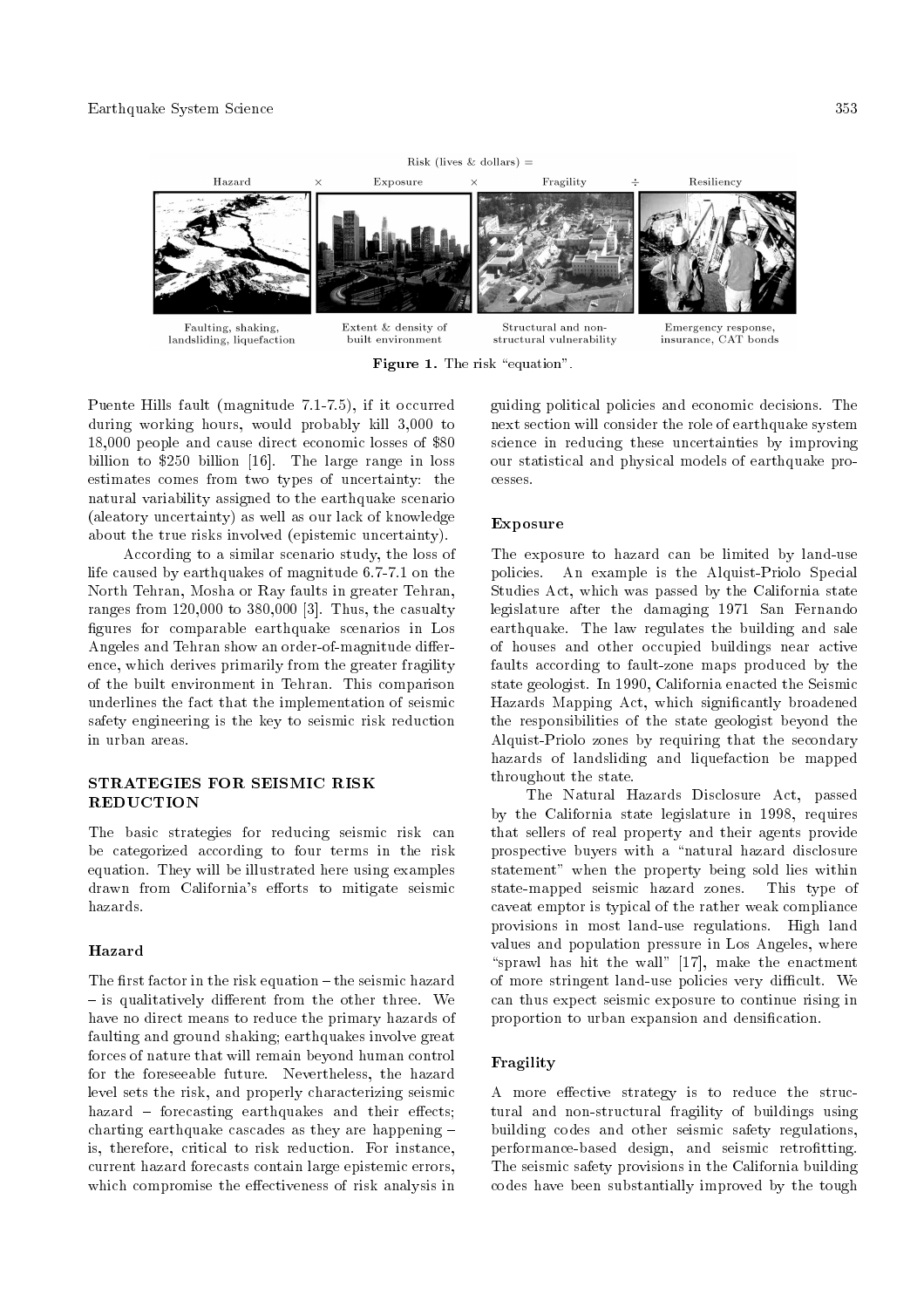Risk (lives & dollars) = Hazard × Exposure × Fragility ÷ Resiliency

| Hazard | Exposure | Fragility | Resiliency |
|---|---|---|---|
| Faulting, shaking, landsliding, liquefaction | Extent & density of built environment | Structural and non-structural vulnerability | Emergency response, insurance, CAT bonds |

**Figure 1.** The risk "equation".

Puente Hills fault (magnitude 7.1-7.5), if it occurred during working hours, would probably kill 3,000 to 18,000 people and cause direct economic losses of $80 billion to $250 billion [16]. The large range in loss estimates comes from two types of uncertainty: the natural variability assigned to the earthquake scenario (aleatory uncertainty) as well as our lack of knowledge about the true risks involved (epistemic uncertainty).

According to a similar scenario study, the loss of life caused by earthquakes of magnitude 6.7-7.1 on the North Tehran, Mosha or Ray faults in greater Tehran, ranges from 120,000 to 380,000 [3]. Thus, the casualty figures for comparable earthquake scenarios in Los Angeles and Tehran show an order-of-magnitude difference, which derives primarily from the greater fragility of the built environment in Tehran. This comparison underlines the fact that the implementation of seismic safety engineering is the key to seismic risk reduction in urban areas.

## STRATEGIES FOR SEISMIC RISK REDUCTION

The basic strategies for reducing seismic risk can be categorized according to four terms in the risk equation. They will be illustrated here using examples drawn from California's efforts to mitigate seismic hazards.

### Hazard

The first factor in the risk equation – the seismic hazard – is qualitatively different from the other three. We have no direct means to reduce the primary hazards of faulting and ground shaking; earthquakes involve great forces of nature that will remain beyond human control for the foreseeable future. Nevertheless, the hazard level sets the risk, and properly characterizing seismic hazard – forecasting earthquakes and their effects; charting earthquake cascades as they are happening – is, therefore, critical to risk reduction. For instance, current hazard forecasts contain large epistemic errors, which compromise the effectiveness of risk analysis in guiding political policies and economic decisions. The next section will consider the role of earthquake system science in reducing these uncertainties by improving our statistical and physical models of earthquake processes.

### Exposure

The exposure to hazard can be limited by land-use policies. An example is the Alquist-Priolo Special Studies Act, which was passed by the California state legislature after the damaging 1971 San Fernando earthquake. The law regulates the building and sale of houses and other occupied buildings near active faults according to fault-zone maps produced by the state geologist. In 1990, California enacted the Seismic Hazards Mapping Act, which significantly broadened the responsibilities of the state geologist beyond the Alquist-Priolo zones by requiring that the secondary hazards of landsliding and liquefaction be mapped throughout the state.

The Natural Hazards Disclosure Act, passed by the California state legislature in 1998, requires that sellers of real property and their agents provide prospective buyers with a "natural hazard disclosure statement" when the property being sold lies within state-mapped seismic hazard zones. This type of caveat emptor is typical of the rather weak compliance provisions in most land-use regulations. High land values and population pressure in Los Angeles, where "sprawl has hit the wall" [17], make the enactment of more stringent land-use policies very difficult. We can thus expect seismic exposure to continue rising in proportion to urban expansion and densification.

### Fragility

A more effective strategy is to reduce the structural and non-structural fragility of buildings using building codes and other seismic safety regulations, performance-based design, and seismic retrofitting. The seismic safety provisions in the California building codes have been substantially improved by the tough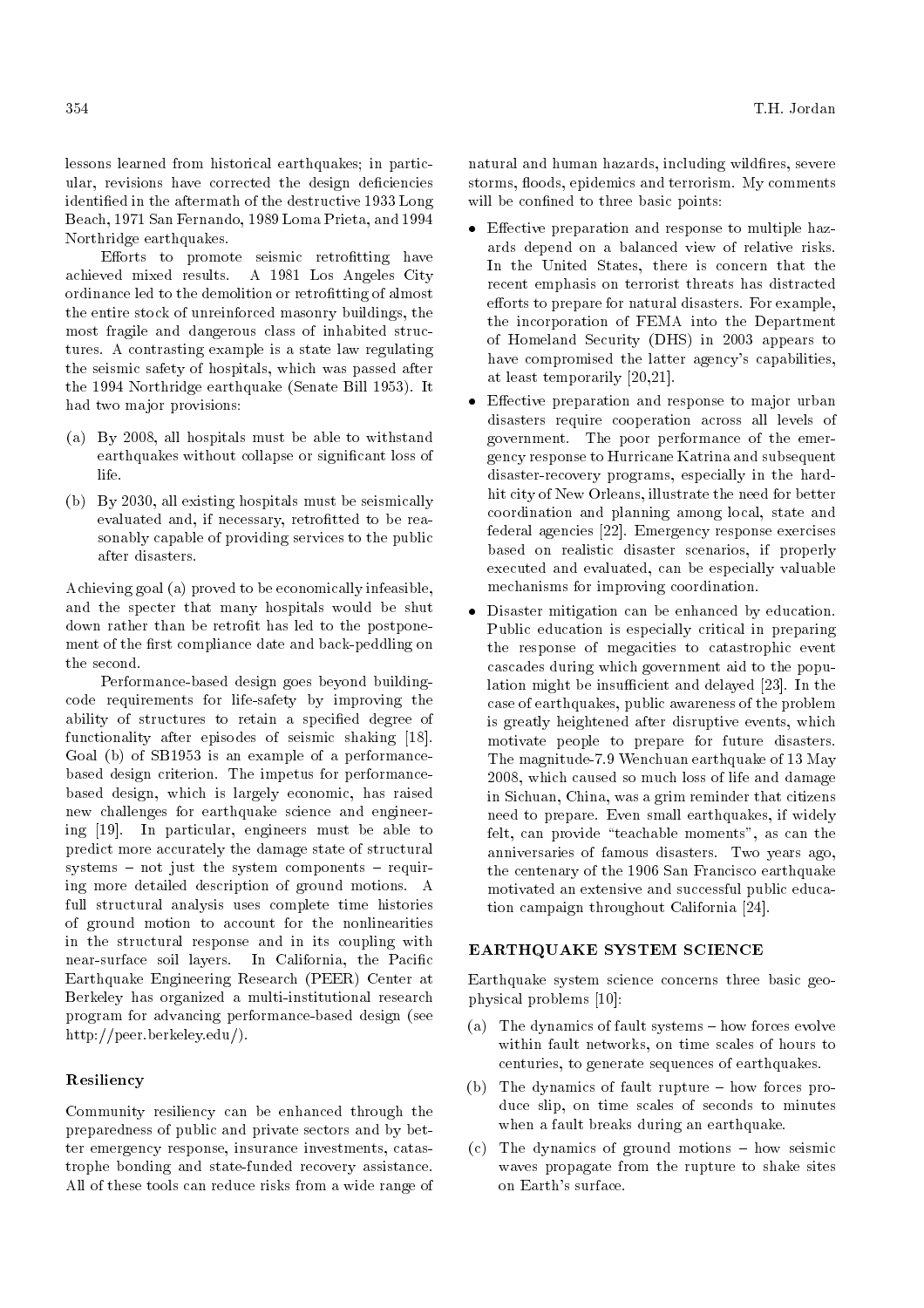lessons learned from historical earthquakes; in particular, revisions have corrected the design deficiencies identified in the aftermath of the destructive 1933 Long Beach, 1971 San Fernando, 1989 Loma Prieta, and 1994 Northridge earthquakes.

Efforts to promote seismic retrofitting have achieved mixed results. A 1981 Los Angeles City ordinance led to the demolition or retrofitting of almost the entire stock of unreinforced masonry buildings, the most fragile and dangerous class of inhabited structures. A contrasting example is a state law regulating the seismic safety of hospitals, which was passed after the 1994 Northridge earthquake (Senate Bill 1953). It had two major provisions:

(a) By 2008, all hospitals must be able to withstand earthquakes without collapse or significant loss of life.

(b) By 2030, all existing hospitals must be seismically evaluated and, if necessary, retrofitted to be reasonably capable of providing services to the public after disasters.

Achieving goal (a) proved to be economically infeasible, and the specter that many hospitals would be shut down rather than be retrofit has led to the postponement of the first compliance date and back-peddling on the second.

Performance-based design goes beyond building-code requirements for life-safety by improving the ability of structures to retain a specified degree of functionality after episodes of seismic shaking [18]. Goal (b) of SB1953 is an example of a performance-based design criterion. The impetus for performance-based design, which is largely economic, has raised new challenges for earthquake science and engineering [19]. In particular, engineers must be able to predict more accurately the damage state of structural systems – not just the system components – requiring more detailed description of ground motions. A full structural analysis uses complete time histories of ground motion to account for the nonlinearities in the structural response and in its coupling with near-surface soil layers. In California, the Pacific Earthquake Engineering Research (PEER) Center at Berkeley has organized a multi-institutional research program for advancing performance-based design (see http://peer.berkeley.edu/).

### Resiliency

Community resiliency can be enhanced through the preparedness of public and private sectors and by better emergency response, insurance investments, catastrophe bonding and state-funded recovery assistance. All of these tools can reduce risks from a wide range of natural and human hazards, including wildfires, severe storms, floods, epidemics and terrorism. My comments will be confined to three basic points:

- Effective preparation and response to multiple hazards depend on a balanced view of relative risks. In the United States, there is concern that the recent emphasis on terrorist threats has distracted efforts to prepare for natural disasters. For example, the incorporation of FEMA into the Department of Homeland Security (DHS) in 2003 appears to have compromised the latter agency's capabilities, at least temporarily [20,21].
- Effective preparation and response to major urban disasters require cooperation across all levels of government. The poor performance of the emergency response to Hurricane Katrina and subsequent disaster-recovery programs, especially in the hard-hit city of New Orleans, illustrate the need for better coordination and planning among local, state and federal agencies [22]. Emergency response exercises based on realistic disaster scenarios, if properly executed and evaluated, can be especially valuable mechanisms for improving coordination.
- Disaster mitigation can be enhanced by education. Public education is especially critical in preparing the response of megacities to catastrophic event cascades during which government aid to the population might be insufficient and delayed [23]. In the case of earthquakes, public awareness of the problem is greatly heightened after disruptive events, which motivate people to prepare for future disasters. The magnitude-7.9 Wenchuan earthquake of 13 May 2008, which caused so much loss of life and damage in Sichuan, China, was a grim reminder that citizens need to prepare. Even small earthquakes, if widely felt, can provide "teachable moments", as can the anniversaries of famous disasters. Two years ago, the centenary of the 1906 San Francisco earthquake motivated an extensive and successful public education campaign throughout California [24].

## EARTHQUAKE SYSTEM SCIENCE

Earthquake system science concerns three basic geophysical problems [10]:

(a) The dynamics of fault systems – how forces evolve within fault networks, on time scales of hours to centuries, to generate sequences of earthquakes.

(b) The dynamics of fault rupture – how forces produce slip, on time scales of seconds to minutes when a fault breaks during an earthquake.

(c) The dynamics of ground motions – how seismic waves propagate from the rupture to shake sites on Earth's surface.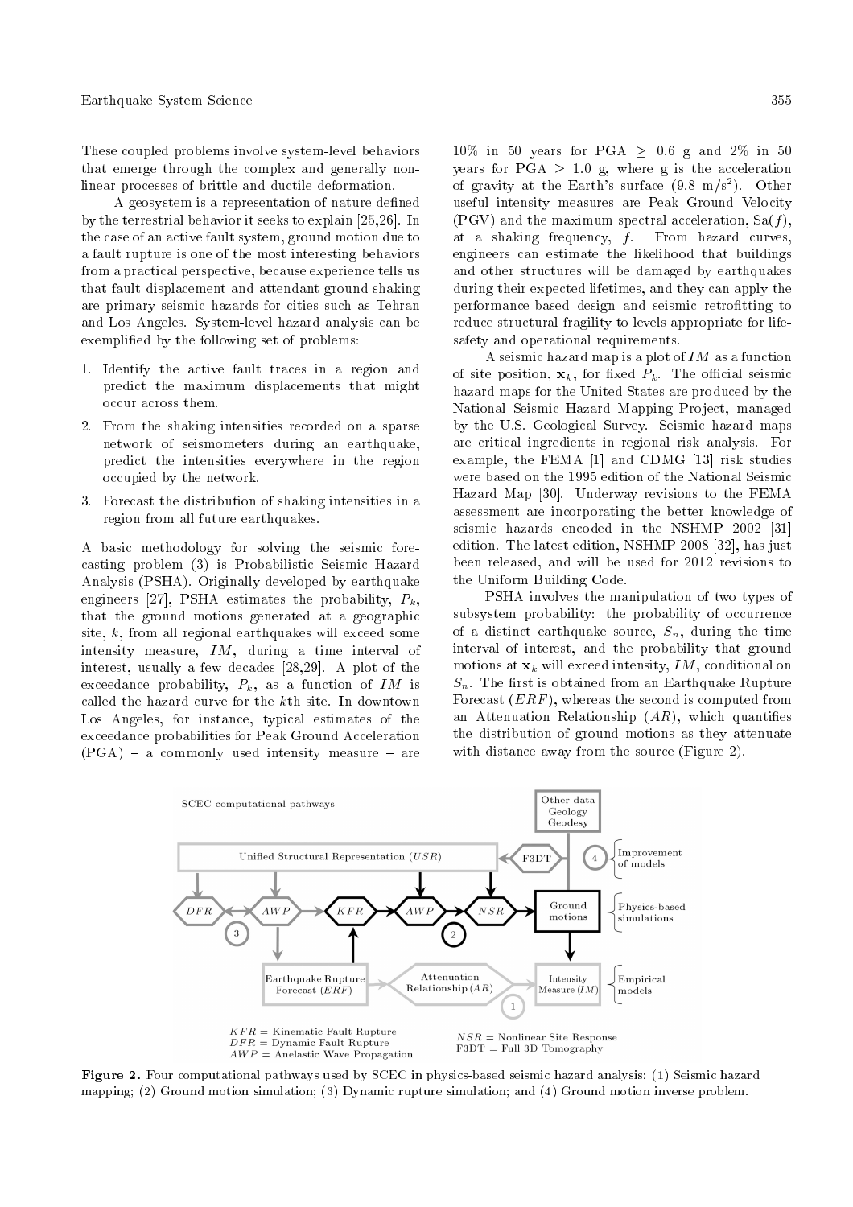These coupled problems involve system-level behaviors that emerge through the complex and generally nonlinear processes of brittle and ductile deformation.

A geosystem is a representation of nature defined by the terrestrial behavior it seeks to explain [25,26]. In the case of an active fault system, ground motion due to a fault rupture is one of the most interesting behaviors from a practical perspective, because experience tells us that fault displacement and attendant ground shaking are primary seismic hazards for cities such as Tehran and Los Angeles. System-level hazard analysis can be exemplified by the following set of problems:

1. Identify the active fault traces in a region and predict the maximum displacements that might occur across them.
2. From the shaking intensities recorded on a sparse network of seismometers during an earthquake, predict the intensities everywhere in the region occupied by the network.
3. Forecast the distribution of shaking intensities in a region from all future earthquakes.

A basic methodology for solving the seismic forecasting problem (3) is Probabilistic Seismic Hazard Analysis (PSHA). Originally developed by earthquake engineers [27], PSHA estimates the probability, $P_k$, that the ground motions generated at a geographic site, $k$, from all regional earthquakes will exceed some intensity measure, $IM$, during a time interval of interest, usually a few decades [28,29]. A plot of the exceedance probability, $P_k$, as a function of $IM$ is called the hazard curve for the $k$th site. In downtown Los Angeles, for instance, typical estimates of the exceedance probabilities for Peak Ground Acceleration (PGA) – a commonly used intensity measure – are 10% in 50 years for PGA $\geq$ 0.6 g and 2% in 50 years for PGA $\geq$ 1.0 g, where g is the acceleration of gravity at the Earth's surface (9.8 m/s$^2$). Other useful intensity measures are Peak Ground Velocity (PGV) and the maximum spectral acceleration, Sa($f$), at a shaking frequency, $f$. From hazard curves, engineers can estimate the likelihood that buildings and other structures will be damaged by earthquakes during their expected lifetimes, and they can apply the performance-based design and seismic retrofitting to reduce structural fragility to levels appropriate for life-safety and operational requirements.

A seismic hazard map is a plot of $IM$ as a function of site position, $\mathbf{x}_k$, for fixed $P_k$. The official seismic hazard maps for the United States are produced by the National Seismic Hazard Mapping Project, managed by the U.S. Geological Survey. Seismic hazard maps are critical ingredients in regional risk analysis. For example, the FEMA [1] and CDMG [13] risk studies were based on the 1995 edition of the National Seismic Hazard Map [30]. Underway revisions to the FEMA assessment are incorporating the better knowledge of seismic hazards encoded in the NSHMP 2002 [31] edition. The latest edition, NSHMP 2008 [32], has just been released, and will be used for 2012 revisions to the Uniform Building Code.

PSHA involves the manipulation of two types of subsystem probability: the probability of occurrence of a distinct earthquake source, $S_n$, during the time interval of interest, and the probability that ground motions at $\mathbf{x}_k$ will exceed intensity, $IM$, conditional on $S_n$. The first is obtained from an Earthquake Rupture Forecast ($ERF$), whereas the second is computed from an Attenuation Relationship ($AR$), which quantifies the distribution of ground motions as they attenuate with distance away from the source (Figure 2).

**Figure 2.** Four computational pathways used by SCEC in physics-based seismic hazard analysis: (1) Seismic hazard mapping; (2) Ground motion simulation; (3) Dynamic rupture simulation; and (4) Ground motion inverse problem.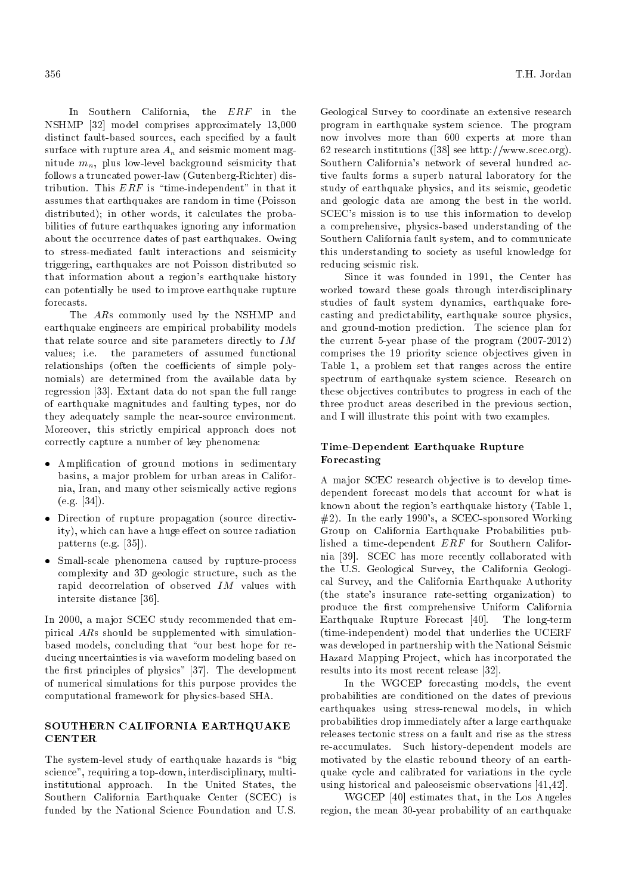In Southern California, the $ERF$ in the NSHMP [32] model comprises approximately 13,000 distinct fault-based sources, each specified by a fault surface with rupture area $A_n$ and seismic moment magnitude $m_n$, plus low-level background seismicity that follows a truncated power-law (Gutenberg-Richter) distribution. This $ERF$ is "time-independent" in that it assumes that earthquakes are random in time (Poisson distributed); in other words, it calculates the probabilities of future earthquakes ignoring any information about the occurrence dates of past earthquakes. Owing to stress-mediated fault interactions and seismicity triggering, earthquakes are not Poisson distributed so that information about a region's earthquake history can potentially be used to improve earthquake rupture forecasts.

The $AR$s commonly used by the NSHMP and earthquake engineers are empirical probability models that relate source and site parameters directly to $IM$ values; i.e. the parameters of assumed functional relationships (often the coefficients of simple polynomials) are determined from the available data by regression [33]. Extant data do not span the full range of earthquake magnitudes and faulting types, nor do they adequately sample the near-source environment. Moreover, this strictly empirical approach does not correctly capture a number of key phenomena:

- Amplification of ground motions in sedimentary basins, a major problem for urban areas in California, Iran, and many other seismically active regions (e.g. [34]).
- Direction of rupture propagation (source directivity), which can have a huge effect on source radiation patterns (e.g. [35]).
- Small-scale phenomena caused by rupture-process complexity and 3D geologic structure, such as the rapid decorrelation of observed $IM$ values with intersite distance [36].

In 2000, a major SCEC study recommended that empirical $AR$s should be supplemented with simulation-based models, concluding that "our best hope for reducing uncertainties is via waveform modeling based on the first principles of physics" [37]. The development of numerical simulations for this purpose provides the computational framework for physics-based SHA.

## SOUTHERN CALIFORNIA EARTHQUAKE CENTER

The system-level study of earthquake hazards is "big science", requiring a top-down, interdisciplinary, multi-institutional approach. In the United States, the Southern California Earthquake Center (SCEC) is funded by the National Science Foundation and U.S. Geological Survey to coordinate an extensive research program in earthquake system science. The program now involves more than 600 experts at more than 62 research institutions ([38] see http://www.scec.org). Southern California's network of several hundred active faults forms a superb natural laboratory for the study of earthquake physics, and its seismic, geodetic and geologic data are among the best in the world. SCEC's mission is to use this information to develop a comprehensive, physics-based understanding of the Southern California fault system, and to communicate this understanding to society as useful knowledge for reducing seismic risk.

Since it was founded in 1991, the Center has worked toward these goals through interdisciplinary studies of fault system dynamics, earthquake forecasting and predictability, earthquake source physics, and ground-motion prediction. The science plan for the current 5-year phase of the program (2007-2012) comprises the 19 priority science objectives given in Table 1, a problem set that ranges across the entire spectrum of earthquake system science. Research on these objectives contributes to progress in each of the three product areas described in the previous section, and I will illustrate this point with two examples.

### Time-Dependent Earthquake Rupture Forecasting

A major SCEC research objective is to develop time-dependent forecast models that account for what is known about the region's earthquake history (Table 1, #2). In the early 1990's, a SCEC-sponsored Working Group on California Earthquake Probabilities published a time-dependent $ERF$ for Southern California [39]. SCEC has more recently collaborated with the U.S. Geological Survey, the California Geological Survey, and the California Earthquake Authority (the state's insurance rate-setting organization) to produce the first comprehensive Uniform California Earthquake Rupture Forecast [40]. The long-term (time-independent) model that underlies the UCERF was developed in partnership with the National Seismic Hazard Mapping Project, which has incorporated the results into its most recent release [32].

In the WGCEP forecasting models, the event probabilities are conditioned on the dates of previous earthquakes using stress-renewal models, in which probabilities drop immediately after a large earthquake releases tectonic stress on a fault and rise as the stress re-accumulates. Such history-dependent models are motivated by the elastic rebound theory of an earthquake cycle and calibrated for variations in the cycle using historical and paleoseismic observations [41,42].

WGCEP [40] estimates that, in the Los Angeles region, the mean 30-year probability of an earthquake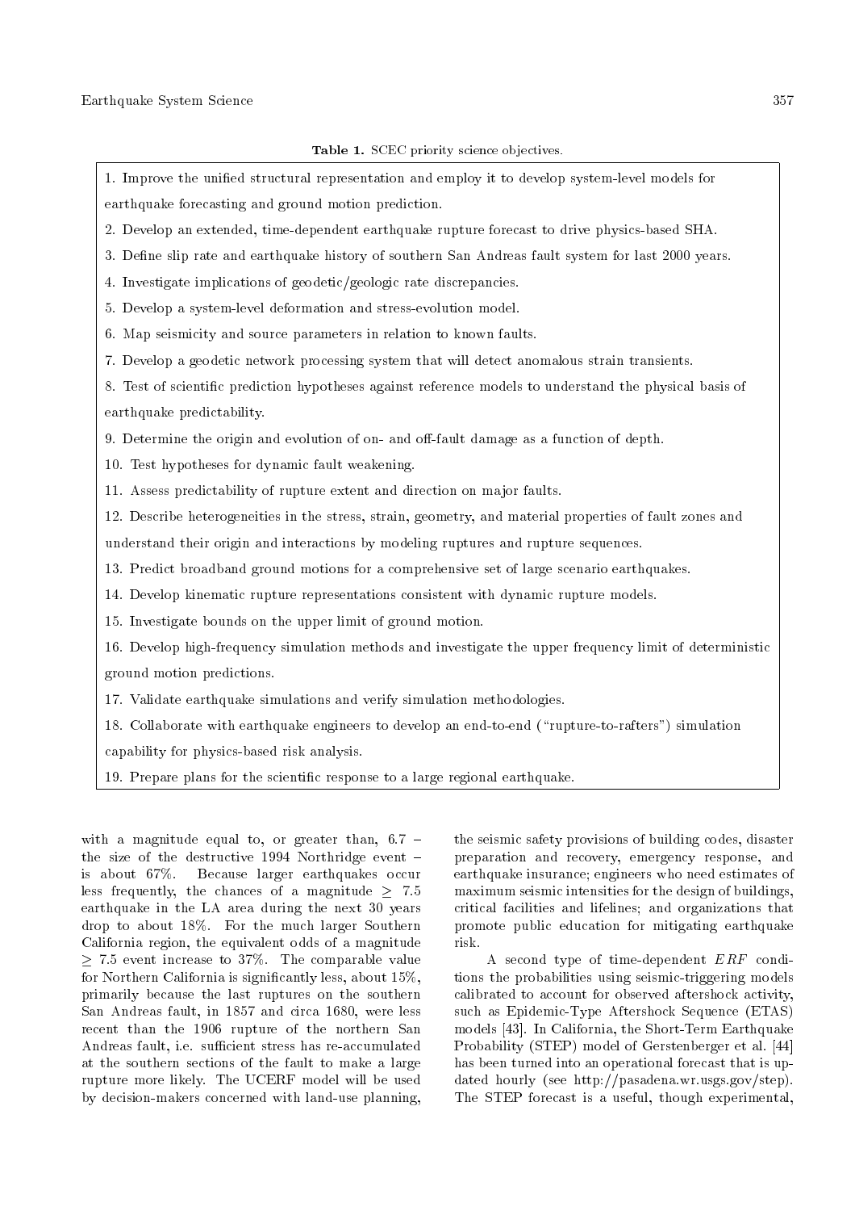**Table 1.** SCEC priority science objectives.

1. Improve the unified structural representation and employ it to develop system-level models for earthquake forecasting and ground motion prediction.
2. Develop an extended, time-dependent earthquake rupture forecast to drive physics-based SHA.
3. Define slip rate and earthquake history of southern San Andreas fault system for last 2000 years.
4. Investigate implications of geodetic/geologic rate discrepancies.
5. Develop a system-level deformation and stress-evolution model.
6. Map seismicity and source parameters in relation to known faults.
7. Develop a geodetic network processing system that will detect anomalous strain transients.
8. Test of scientific prediction hypotheses against reference models to understand the physical basis of earthquake predictability.
9. Determine the origin and evolution of on- and off-fault damage as a function of depth.
10. Test hypotheses for dynamic fault weakening.
11. Assess predictability of rupture extent and direction on major faults.
12. Describe heterogeneities in the stress, strain, geometry, and material properties of fault zones and understand their origin and interactions by modeling ruptures and rupture sequences.
13. Predict broadband ground motions for a comprehensive set of large scenario earthquakes.
14. Develop kinematic rupture representations consistent with dynamic rupture models.
15. Investigate bounds on the upper limit of ground motion.
16. Develop high-frequency simulation methods and investigate the upper frequency limit of deterministic ground motion predictions.
17. Validate earthquake simulations and verify simulation methodologies.
18. Collaborate with earthquake engineers to develop an end-to-end ("rupture-to-rafters") simulation capability for physics-based risk analysis.
19. Prepare plans for the scientific response to a large regional earthquake.

with a magnitude equal to, or greater than, 6.7 – the size of the destructive 1994 Northridge event – is about 67%. Because larger earthquakes occur less frequently, the chances of a magnitude $\geq$ 7.5 earthquake in the LA area during the next 30 years drop to about 18%. For the much larger Southern California region, the equivalent odds of a magnitude $\geq$ 7.5 event increase to 37%. The comparable value for Northern California is significantly less, about 15%, primarily because the last ruptures on the southern San Andreas fault, in 1857 and circa 1680, were less recent than the 1906 rupture of the northern San Andreas fault, i.e. sufficient stress has re-accumulated at the southern sections of the fault to make a large rupture more likely. The UCERF model will be used by decision-makers concerned with land-use planning, the seismic safety provisions of building codes, disaster preparation and recovery, emergency response, and earthquake insurance; engineers who need estimates of maximum seismic intensities for the design of buildings, critical facilities and lifelines; and organizations that promote public education for mitigating earthquake risk.

A second type of time-dependent $ERF$ conditions the probabilities using seismic-triggering models calibrated to account for observed aftershock activity, such as Epidemic-Type Aftershock Sequence (ETAS) models [43]. In California, the Short-Term Earthquake Probability (STEP) model of Gerstenberger et al. [44] has been turned into an operational forecast that is updated hourly (see http://pasadena.wr.usgs.gov/step). The STEP forecast is a useful, though experimental,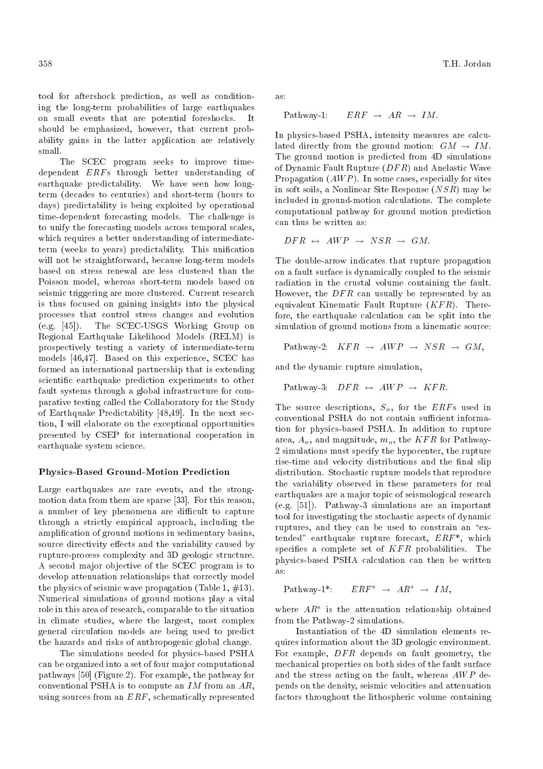tool for aftershock prediction, as well as conditioning the long-term probabilities of large earthquakes on small events that are potential foreshocks. It should be emphasized, however, that current probability gains in the latter application are relatively small.

The SCEC program seeks to improve time-dependent $ERF$s through better understanding of earthquake predictability. We have seen how long-term (decades to centuries) and short-term (hours to days) predictability is being exploited by operational time-dependent forecasting models. The challenge is to unify the forecasting models across temporal scales, which requires a better understanding of intermediate-term (weeks to years) predictability. This unification will not be straightforward, because long-term models based on stress renewal are less clustered than the Poisson model, whereas short-term models based on seismic triggering are more clustered. Current research is thus focused on gaining insights into the physical processes that control stress changes and evolution (e.g. [45]). The SCEC-USGS Working Group on Regional Earthquake Likelihood Models (RELM) is prospectively testing a variety of intermediate-term models [46,47]. Based on this experience, SCEC has formed an international partnership that is extending scientific earthquake prediction experiments to other fault systems through a global infrastructure for comparative testing called the Collaboratory for the Study of Earthquake Predictability [48,49]. In the next section, I will elaborate on the exceptional opportunities presented by CSEP for international cooperation in earthquake system science.

### Physics-Based Ground-Motion Prediction

Large earthquakes are rare events, and the strong-motion data from them are sparse [33]. For this reason, a number of key phenomena are difficult to capture through a strictly empirical approach, including the amplification of ground motions in sedimentary basins, source directivity effects and the variability caused by rupture-process complexity and 3D geologic structure. A second major objective of the SCEC program is to develop attenuation relationships that correctly model the physics of seismic wave propagation (Table 1, #13). Numerical simulations of ground motions play a vital role in this area of research, comparable to the situation in climate studies, where the largest, most complex general circulation models are being used to predict the hazards and risks of anthropogenic global change.

The simulations needed for physics-based PSHA can be organized into a set of four major computational pathways [50] (Figure 2). For example, the pathway for conventional PSHA is to compute an $IM$ from an $AR$, using sources from an $ERF$, schematically represented as:

$$\text{Pathway-1:} \quad ERF \rightarrow AR \rightarrow IM.$$

In physics-based PSHA, intensity measures are calculated directly from the ground motion: $GM \rightarrow IM$. The ground motion is predicted from 4D simulations of Dynamic Fault Rupture ($DFR$) and Anelastic Wave Propagation ($AWP$). In some cases, especially for sites in soft soils, a Nonlinear Site Response ($NSR$) may be included in ground-motion calculations. The complete computational pathway for ground motion prediction can thus be written as:

$$DFR \leftrightarrow AWP \rightarrow NSR \rightarrow GM.$$

The double-arrow indicates that rupture propagation on a fault surface is dynamically coupled to the seismic radiation in the crustal volume containing the fault. However, the $DFR$ can usually be represented by an equivalent Kinematic Fault Rupture ($KFR$). Therefore, the earthquake calculation can be split into the simulation of ground motions from a kinematic source:

$$\text{Pathway-2:} \quad KFR \rightarrow AWP \rightarrow NSR \rightarrow GM,$$

and the dynamic rupture simulation,

$$\text{Pathway-3:} \quad DFR \leftrightarrow AWP \rightarrow KFR.$$

The source descriptions, $S_n$, for the $ERF$s used in conventional PSHA do not contain sufficient information for physics-based PSHA. In addition to rupture area, $A_n$, and magnitude, $m_n$, the $KFR$ for Pathway-2 simulations must specify the hypocenter, the rupture rise-time and velocity distributions and the final slip distribution. Stochastic rupture models that reproduce the variability observed in these parameters for real earthquakes are a major topic of seismological research (e.g. [51]). Pathway-3 simulations are an important tool for investigating the stochastic aspects of dynamic ruptures, and they can be used to constrain an "extended" earthquake rupture forecast, $ERF$*, which specifies a complete set of $KFR$ probabilities. The physics-based PSHA calculation can then be written as:

$$\text{Pathway-1*:} \quad ERF^* \rightarrow AR^* \rightarrow IM,$$

where $AR^*$ is the attenuation relationship obtained from the Pathway-2 simulations.

Instantiation of the 4D simulation elements requires information about the 3D geologic environment. For example, $DFR$ depends on fault geometry, the mechanical properties on both sides of the fault surface and the stress acting on the fault, whereas $AWP$ depends on the density, seismic velocities and attenuation factors throughout the lithospheric volume containing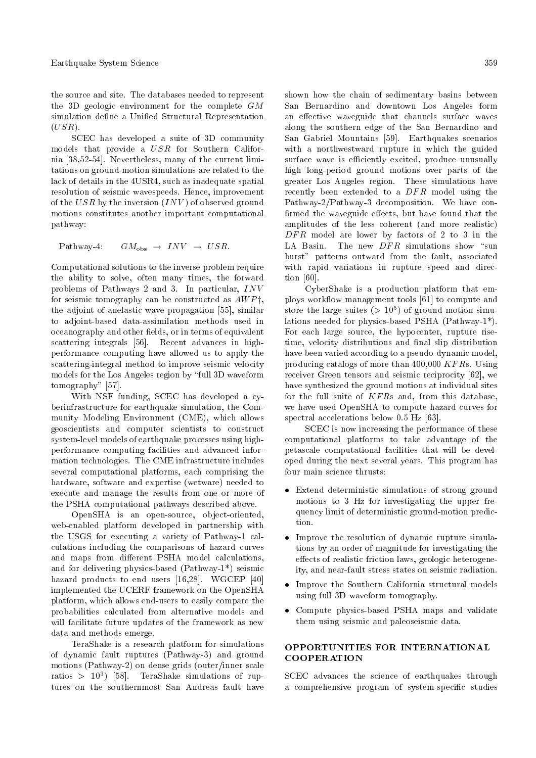the source and site. The databases needed to represent the 3D geologic environment for the complete $GM$ simulation define a Unified Structural Representation ($USR$).

SCEC has developed a suite of 3D community models that provide a $USR$ for Southern California [38,52-54]. Nevertheless, many of the current limitations on ground-motion simulations are related to the lack of details in the 4USR4, such as inadequate spatial resolution of seismic wavespeeds. Hence, improvement of the $USR$ by the inversion ($INV$) of observed ground motions constitutes another important computational pathway:

$$\text{Pathway-4:} \qquad GM_{\text{obs}} \;\rightarrow\; INV \;\rightarrow\; USR.$$

Computational solutions to the inverse problem require the ability to solve, often many times, the forward problems of Pathways 2 and 3. In particular, $INV$ for seismic tomography can be constructed as $AWP^{\dagger}$, the adjoint of anelastic wave propagation [55], similar to adjoint-based data-assimilation methods used in oceanography and other fields, or in terms of equivalent scattering integrals [56]. Recent advances in high-performance computing have allowed us to apply the scattering-integral method to improve seismic velocity models for the Los Angeles region by "full 3D waveform tomography" [57].

With NSF funding, SCEC has developed a cyberinfrastructure for earthquake simulation, the Community Modeling Environment (CME), which allows geoscientists and computer scientists to construct system-level models of earthquake processes using high-performance computing facilities and advanced information technologies. The CME infrastructure includes several computational platforms, each comprising the hardware, software and expertise (wetware) needed to execute and manage the results from one or more of the PSHA computational pathways described above.

OpenSHA is an open-source, object-oriented, web-enabled platform developed in partnership with the USGS for executing a variety of Pathway-1 calculations including the comparisons of hazard curves and maps from different PSHA model calculations, and for delivering physics-based (Pathway-1*) seismic hazard products to end users [16,28]. WGCEP [40] implemented the UCERF framework on the OpenSHA platform, which allows end-users to easily compare the probabilities calculated from alternative models and will facilitate future updates of the framework as new data and methods emerge.

TeraShake is a research platform for simulations of dynamic fault ruptures (Pathway-3) and ground motions (Pathway-2) on dense grids (outer/inner scale ratios $> 10^3$) [58]. TeraShake simulations of ruptures on the southernmost San Andreas fault have shown how the chain of sedimentary basins between San Bernardino and downtown Los Angeles form an effective waveguide that channels surface waves along the southern edge of the San Bernardino and San Gabriel Mountains [59]. Earthquakes scenarios with a northwestward rupture in which the guided surface wave is efficiently excited, produce unusually high long-period ground motions over parts of the greater Los Angeles region. These simulations have recently been extended to a $DFR$ model using the Pathway-2/Pathway-3 decomposition. We have confirmed the waveguide effects, but have found that the amplitudes of the less coherent (and more realistic) $DFR$ model are lower by factors of 2 to 3 in the LA Basin. The new $DFR$ simulations show "sun burst" patterns outward from the fault, associated with rapid variations in rupture speed and direction [60].

CyberShake is a production platform that employs workflow management tools [61] to compute and store the large suites ($> 10^5$) of ground motion simulations needed for physics-based PSHA (Pathway-1*). For each large source, the hypocenter, rupture risetime, velocity distributions and final slip distribution have been varied according to a pseudo-dynamic model, producing catalogs of more than 400,000 $KFR$s. Using receiver Green tensors and seismic reciprocity [62], we have synthesized the ground motions at individual sites for the full suite of $KFR$s and, from this database, we have used OpenSHA to compute hazard curves for spectral accelerations below 0.5 Hz [63].

SCEC is now increasing the performance of these computational platforms to take advantage of the petascale computational facilities that will be developed during the next several years. This program has four main science thrusts:

- Extend deterministic simulations of strong ground motions to 3 Hz for investigating the upper frequency limit of deterministic ground-motion prediction.
- Improve the resolution of dynamic rupture simulations by an order of magnitude for investigating the effects of realistic friction laws, geologic heterogeneity, and near-fault stress states on seismic radiation.
- Improve the Southern California structural models using full 3D waveform tomography.
- Compute physics-based PSHA maps and validate them using seismic and paleoseismic data.

## OPPORTUNITIES FOR INTERNATIONAL COOPERATION

SCEC advances the science of earthquakes through a comprehensive program of system-specific studies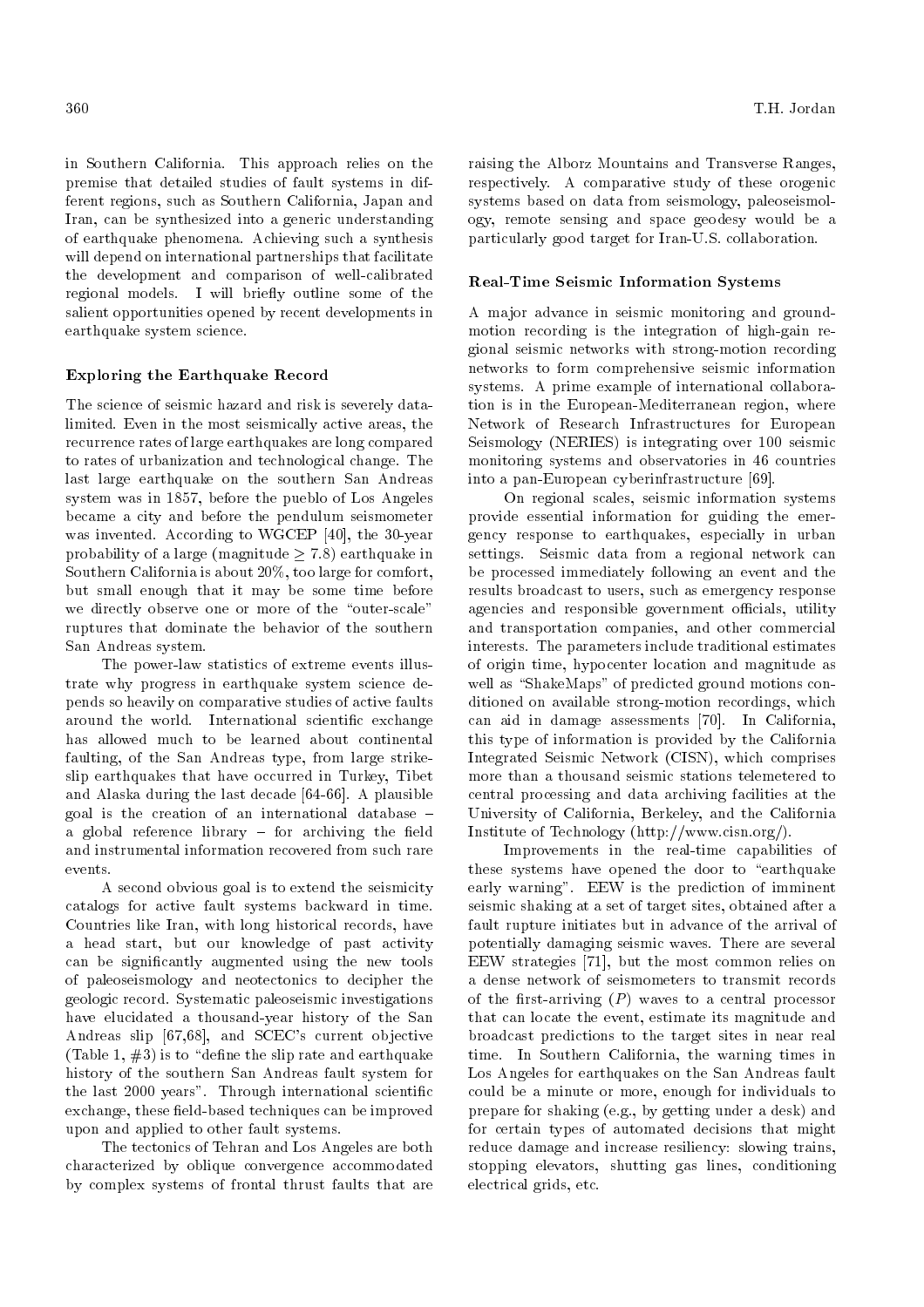in Southern California. This approach relies on the premise that detailed studies of fault systems in different regions, such as Southern California, Japan and Iran, can be synthesized into a generic understanding of earthquake phenomena. Achieving such a synthesis will depend on international partnerships that facilitate the development and comparison of well-calibrated regional models. I will briefly outline some of the salient opportunities opened by recent developments in earthquake system science.

### Exploring the Earthquake Record

The science of seismic hazard and risk is severely data-limited. Even in the most seismically active areas, the recurrence rates of large earthquakes are long compared to rates of urbanization and technological change. The last large earthquake on the southern San Andreas system was in 1857, before the pueblo of Los Angeles became a city and before the pendulum seismometer was invented. According to WGCEP [40], the 30-year probability of a large (magnitude $\geq 7.8$) earthquake in Southern California is about 20%, too large for comfort, but small enough that it may be some time before we directly observe one or more of the "outer-scale" ruptures that dominate the behavior of the southern San Andreas system.

The power-law statistics of extreme events illustrate why progress in earthquake system science depends so heavily on comparative studies of active faults around the world. International scientific exchange has allowed much to be learned about continental faulting, of the San Andreas type, from large strike-slip earthquakes that have occurred in Turkey, Tibet and Alaska during the last decade [64-66]. A plausible goal is the creation of an international database – a global reference library – for archiving the field and instrumental information recovered from such rare events.

A second obvious goal is to extend the seismicity catalogs for active fault systems backward in time. Countries like Iran, with long historical records, have a head start, but our knowledge of past activity can be significantly augmented using the new tools of paleoseismology and neotectonics to decipher the geologic record. Systematic paleoseismic investigations have elucidated a thousand-year history of the San Andreas slip [67,68], and SCEC's current objective (Table 1, #3) is to "define the slip rate and earthquake history of the southern San Andreas fault system for the last 2000 years". Through international scientific exchange, these field-based techniques can be improved upon and applied to other fault systems.

The tectonics of Tehran and Los Angeles are both characterized by oblique convergence accommodated by complex systems of frontal thrust faults that are raising the Alborz Mountains and Transverse Ranges, respectively. A comparative study of these orogenic systems based on data from seismology, paleoseismology, remote sensing and space geodesy would be a particularly good target for Iran-U.S. collaboration.

### Real-Time Seismic Information Systems

A major advance in seismic monitoring and ground-motion recording is the integration of high-gain regional seismic networks with strong-motion recording networks to form comprehensive seismic information systems. A prime example of international collaboration is in the European-Mediterranean region, where Network of Research Infrastructures for European Seismology (NERIES) is integrating over 100 seismic monitoring systems and observatories in 46 countries into a pan-European cyberinfrastructure [69].

On regional scales, seismic information systems provide essential information for guiding the emergency response to earthquakes, especially in urban settings. Seismic data from a regional network can be processed immediately following an event and the results broadcast to users, such as emergency response agencies and responsible government officials, utility and transportation companies, and other commercial interests. The parameters include traditional estimates of origin time, hypocenter location and magnitude as well as "ShakeMaps" of predicted ground motions conditioned on available strong-motion recordings, which can aid in damage assessments [70]. In California, this type of information is provided by the California Integrated Seismic Network (CISN), which comprises more than a thousand seismic stations telemetered to central processing and data archiving facilities at the University of California, Berkeley, and the California Institute of Technology (http://www.cisn.org/).

Improvements in the real-time capabilities of these systems have opened the door to "earthquake early warning". EEW is the prediction of imminent seismic shaking at a set of target sites, obtained after a fault rupture initiates but in advance of the arrival of potentially damaging seismic waves. There are several EEW strategies [71], but the most common relies on a dense network of seismometers to transmit records of the first-arriving ($P$) waves to a central processor that can locate the event, estimate its magnitude and broadcast predictions to the target sites in near real time. In Southern California, the warning times in Los Angeles for earthquakes on the San Andreas fault could be a minute or more, enough for individuals to prepare for shaking (e.g., by getting under a desk) and for certain types of automated decisions that might reduce damage and increase resiliency: slowing trains, stopping elevators, shutting gas lines, conditioning electrical grids, etc.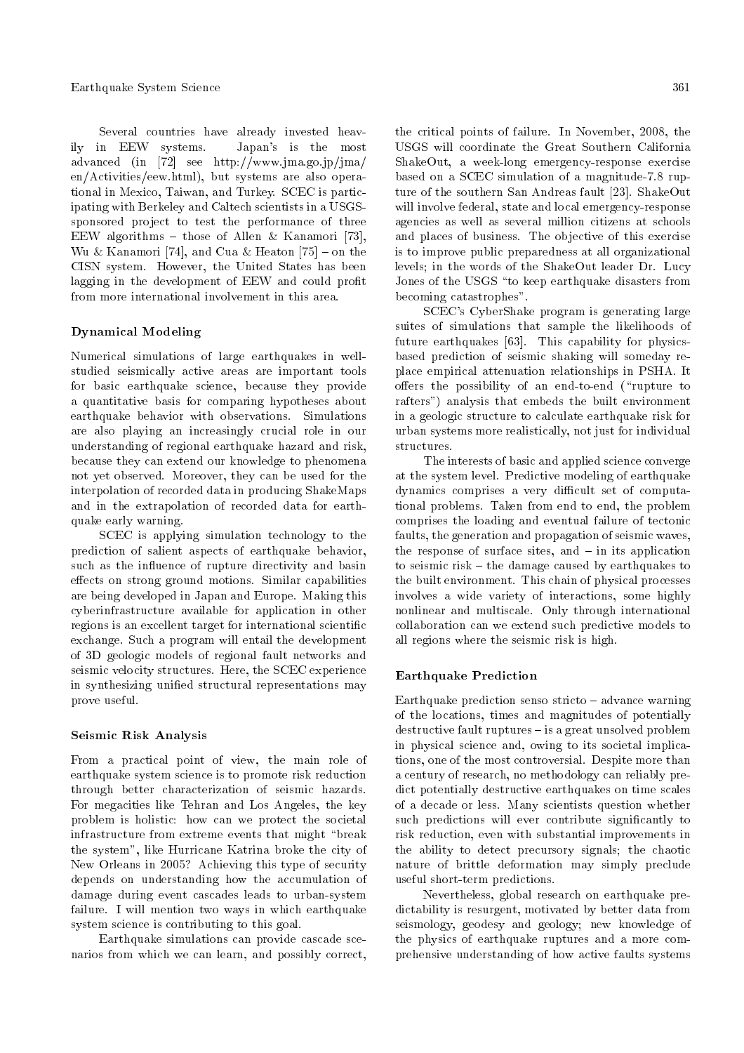Several countries have already invested heavily in EEW systems. Japan's is the most advanced (in [72] see http://www.jma.go.jp/jma/en/Activities/eew.html), but systems are also operational in Mexico, Taiwan, and Turkey. SCEC is participating with Berkeley and Caltech scientists in a USGS-sponsored project to test the performance of three EEW algorithms – those of Allen & Kanamori [73], Wu & Kanamori [74], and Cua & Heaton [75] – on the CISN system. However, the United States has been lagging in the development of EEW and could profit from more international involvement in this area.

### Dynamical Modeling

Numerical simulations of large earthquakes in well-studied seismically active areas are important tools for basic earthquake science, because they provide a quantitative basis for comparing hypotheses about earthquake behavior with observations. Simulations are also playing an increasingly crucial role in our understanding of regional earthquake hazard and risk, because they can extend our knowledge to phenomena not yet observed. Moreover, they can be used for the interpolation of recorded data in producing ShakeMaps and in the extrapolation of recorded data for earthquake early warning.

SCEC is applying simulation technology to the prediction of salient aspects of earthquake behavior, such as the influence of rupture directivity and basin effects on strong ground motions. Similar capabilities are being developed in Japan and Europe. Making this cyberinfrastructure available for application in other regions is an excellent target for international scientific exchange. Such a program will entail the development of 3D geologic models of regional fault networks and seismic velocity structures. Here, the SCEC experience in synthesizing unified structural representations may prove useful.

### Seismic Risk Analysis

From a practical point of view, the main role of earthquake system science is to promote risk reduction through better characterization of seismic hazards. For megacities like Tehran and Los Angeles, the key problem is holistic: how can we protect the societal infrastructure from extreme events that might "break the system", like Hurricane Katrina broke the city of New Orleans in 2005? Achieving this type of security depends on understanding how the accumulation of damage during event cascades leads to urban-system failure. I will mention two ways in which earthquake system science is contributing to this goal.

Earthquake simulations can provide cascade scenarios from which we can learn, and possibly correct, the critical points of failure. In November, 2008, the USGS will coordinate the Great Southern California ShakeOut, a week-long emergency-response exercise based on a SCEC simulation of a magnitude-7.8 rupture of the southern San Andreas fault [23]. ShakeOut will involve federal, state and local emergency-response agencies as well as several million citizens at schools and places of business. The objective of this exercise is to improve public preparedness at all organizational levels; in the words of the ShakeOut leader Dr. Lucy Jones of the USGS "to keep earthquake disasters from becoming catastrophes".

SCEC's CyberShake program is generating large suites of simulations that sample the likelihoods of future earthquakes [63]. This capability for physics-based prediction of seismic shaking will someday replace empirical attenuation relationships in PSHA. It offers the possibility of an end-to-end ("rupture to rafters") analysis that embeds the built environment in a geologic structure to calculate earthquake risk for urban systems more realistically, not just for individual structures.

The interests of basic and applied science converge at the system level. Predictive modeling of earthquake dynamics comprises a very difficult set of computational problems. Taken from end to end, the problem comprises the loading and eventual failure of tectonic faults, the generation and propagation of seismic waves, the response of surface sites, and – in its application to seismic risk – the damage caused by earthquakes to the built environment. This chain of physical processes involves a wide variety of interactions, some highly nonlinear and multiscale. Only through international collaboration can we extend such predictive models to all regions where the seismic risk is high.

### Earthquake Prediction

Earthquake prediction senso stricto – advance warning of the locations, times and magnitudes of potentially destructive fault ruptures – is a great unsolved problem in physical science and, owing to its societal implications, one of the most controversial. Despite more than a century of research, no methodology can reliably predict potentially destructive earthquakes on time scales of a decade or less. Many scientists question whether such predictions will ever contribute significantly to risk reduction, even with substantial improvements in the ability to detect precursory signals; the chaotic nature of brittle deformation may simply preclude useful short-term predictions.

Nevertheless, global research on earthquake predictability is resurgent, motivated by better data from seismology, geodesy and geology; new knowledge of the physics of earthquake ruptures and a more comprehensive understanding of how active faults systems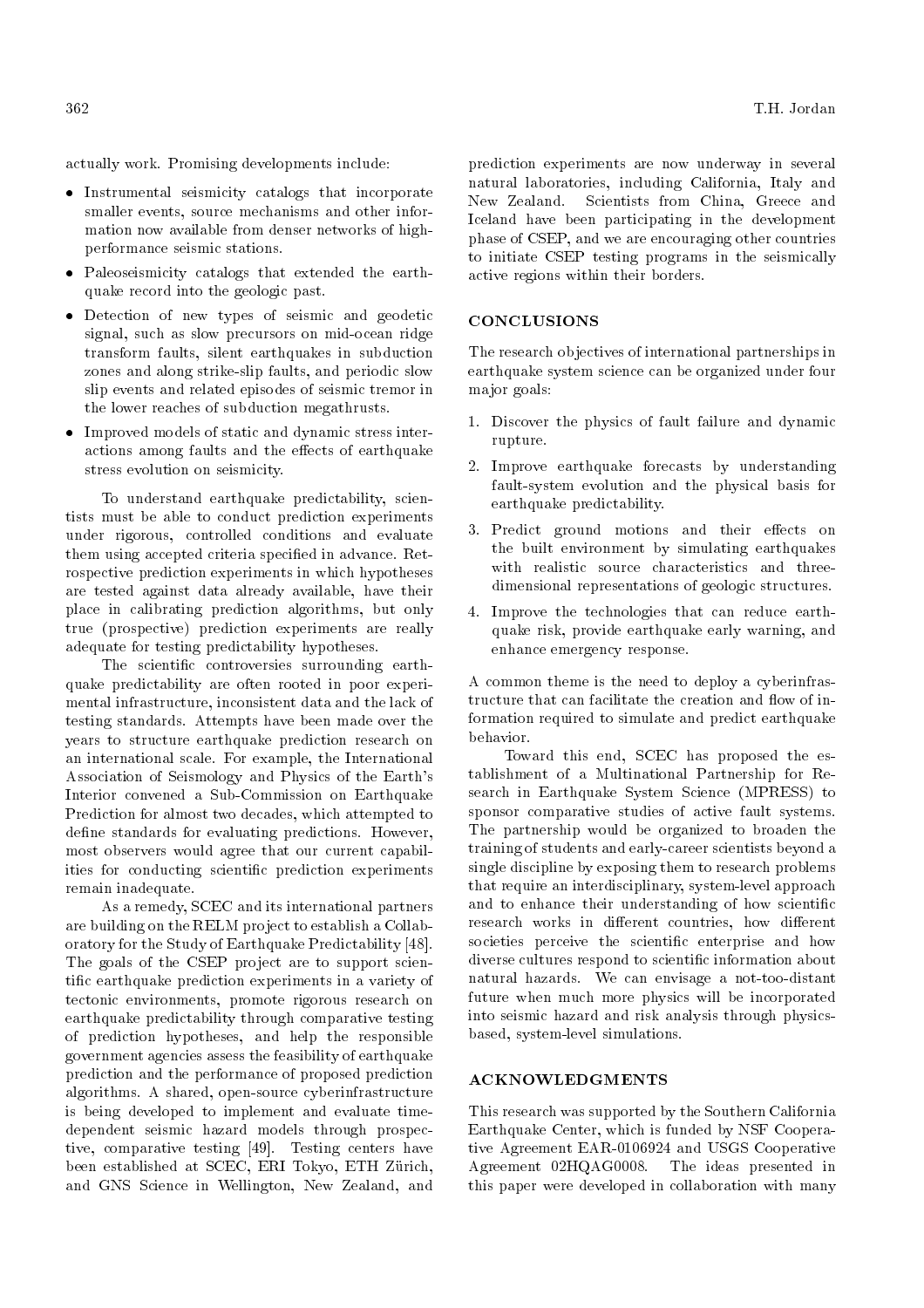actually work. Promising developments include:

- Instrumental seismicity catalogs that incorporate smaller events, source mechanisms and other information now available from denser networks of high-performance seismic stations.
- Paleoseismicity catalogs that extended the earthquake record into the geologic past.
- Detection of new types of seismic and geodetic signal, such as slow precursors on mid-ocean ridge transform faults, silent earthquakes in subduction zones and along strike-slip faults, and periodic slow slip events and related episodes of seismic tremor in the lower reaches of subduction megathrusts.
- Improved models of static and dynamic stress interactions among faults and the effects of earthquake stress evolution on seismicity.

To understand earthquake predictability, scientists must be able to conduct prediction experiments under rigorous, controlled conditions and evaluate them using accepted criteria specified in advance. Retrospective prediction experiments in which hypotheses are tested against data already available, have their place in calibrating prediction algorithms, but only true (prospective) prediction experiments are really adequate for testing predictability hypotheses.

The scientific controversies surrounding earthquake predictability are often rooted in poor experimental infrastructure, inconsistent data and the lack of testing standards. Attempts have been made over the years to structure earthquake prediction research on an international scale. For example, the International Association of Seismology and Physics of the Earth's Interior convened a Sub-Commission on Earthquake Prediction for almost two decades, which attempted to define standards for evaluating predictions. However, most observers would agree that our current capabilities for conducting scientific prediction experiments remain inadequate.

As a remedy, SCEC and its international partners are building on the RELM project to establish a Collaboratory for the Study of Earthquake Predictability [48]. The goals of the CSEP project are to support scientific earthquake prediction experiments in a variety of tectonic environments, promote rigorous research on earthquake predictability through comparative testing of prediction hypotheses, and help the responsible government agencies assess the feasibility of earthquake prediction and the performance of proposed prediction algorithms. A shared, open-source cyberinfrastructure is being developed to implement and evaluate time-dependent seismic hazard models through prospective, comparative testing [49]. Testing centers have been established at SCEC, ERI Tokyo, ETH Zürich, and GNS Science in Wellington, New Zealand, and prediction experiments are now underway in several natural laboratories, including California, Italy and New Zealand. Scientists from China, Greece and Iceland have been participating in the development phase of CSEP, and we are encouraging other countries to initiate CSEP testing programs in the seismically active regions within their borders.

## CONCLUSIONS

The research objectives of international partnerships in earthquake system science can be organized under four major goals:

1. Discover the physics of fault failure and dynamic rupture.
2. Improve earthquake forecasts by understanding fault-system evolution and the physical basis for earthquake predictability.
3. Predict ground motions and their effects on the built environment by simulating earthquakes with realistic source characteristics and three-dimensional representations of geologic structures.
4. Improve the technologies that can reduce earthquake risk, provide earthquake early warning, and enhance emergency response.

A common theme is the need to deploy a cyberinfrastructure that can facilitate the creation and flow of information required to simulate and predict earthquake behavior.

Toward this end, SCEC has proposed the establishment of a Multinational Partnership for Research in Earthquake System Science (MPRESS) to sponsor comparative studies of active fault systems. The partnership would be organized to broaden the training of students and early-career scientists beyond a single discipline by exposing them to research problems that require an interdisciplinary, system-level approach and to enhance their understanding of how scientific research works in different countries, how different societies perceive the scientific enterprise and how diverse cultures respond to scientific information about natural hazards. We can envisage a not-too-distant future when much more physics will be incorporated into seismic hazard and risk analysis through physics-based, system-level simulations.

## ACKNOWLEDGMENTS

This research was supported by the Southern California Earthquake Center, which is funded by NSF Cooperative Agreement EAR-0106924 and USGS Cooperative Agreement 02HQAG0008. The ideas presented in this paper were developed in collaboration with many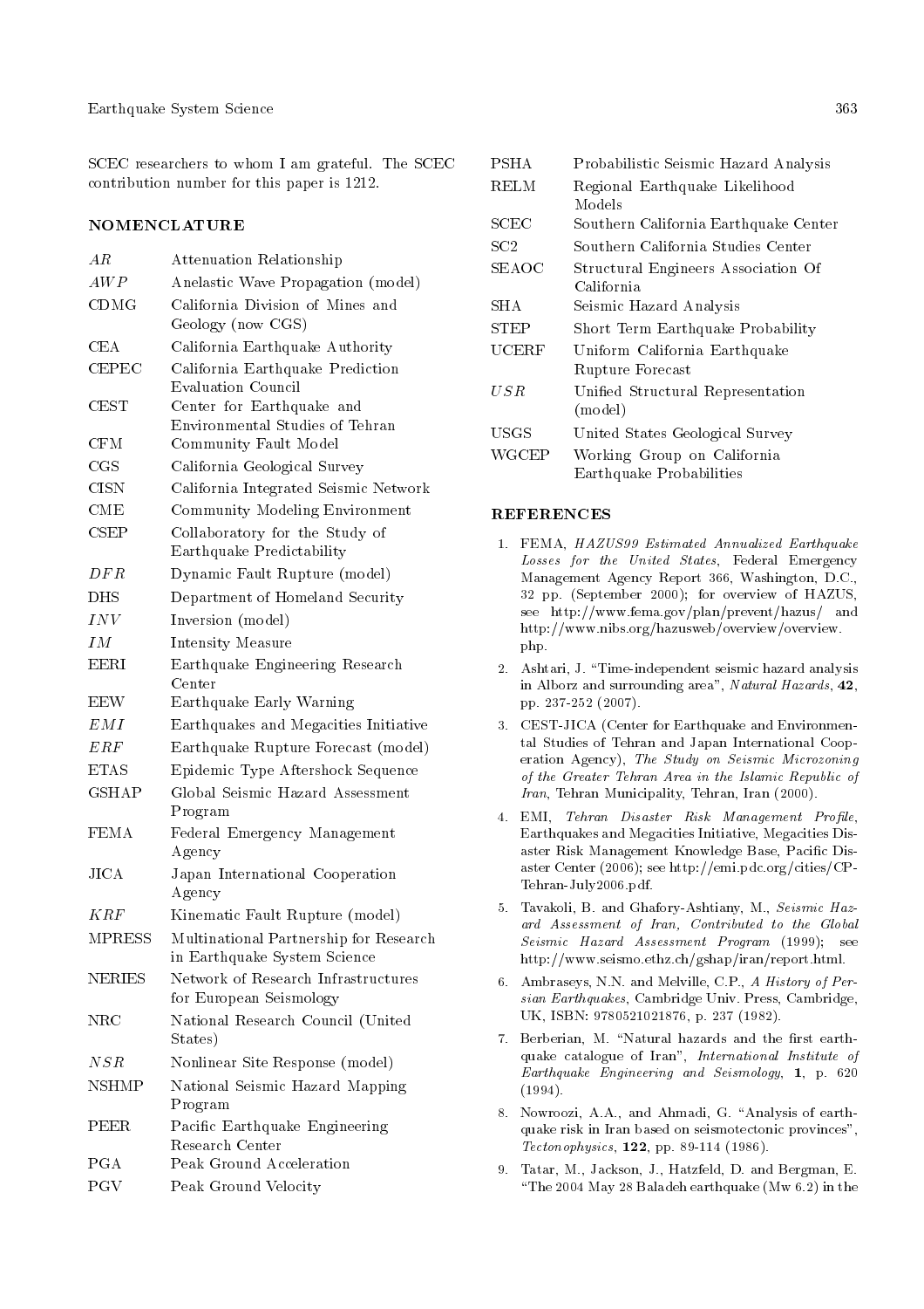SCEC researchers to whom I am grateful. The SCEC contribution number for this paper is 1212.

## NOMENCLATURE

| | |
|---|---|
| $AR$ | Attenuation Relationship |
| $AWP$ | Anelastic Wave Propagation (model) |
| CDMG | California Division of Mines and Geology (now CGS) |
| CEA | California Earthquake Authority |
| CEPEC | California Earthquake Prediction Evaluation Council |
| CEST | Center for Earthquake and Environmental Studies of Tehran |
| CFM | Community Fault Model |
| CGS | California Geological Survey |
| CISN | California Integrated Seismic Network |
| CME | Community Modeling Environment |
| CSEP | Collaboratory for the Study of Earthquake Predictability |
| $DFR$ | Dynamic Fault Rupture (model) |
| DHS | Department of Homeland Security |
| $INV$ | Inversion (model) |
| $IM$ | Intensity Measure |
| EERI | Earthquake Engineering Research Center |
| EEW | Earthquake Early Warning |
| $EMI$ | Earthquakes and Megacities Initiative |
| $ERF$ | Earthquake Rupture Forecast (model) |
| ETAS | Epidemic Type Aftershock Sequence |
| GSHAP | Global Seismic Hazard Assessment Program |
| FEMA | Federal Emergency Management Agency |
| JICA | Japan International Cooperation Agency |
| $KRF$ | Kinematic Fault Rupture (model) |
| MPRESS | Multinational Partnership for Research in Earthquake System Science |
| NERIES | Network of Research Infrastructures for European Seismology |
| NRC | National Research Council (United States) |
| $NSR$ | Nonlinear Site Response (model) |
| NSHMP | National Seismic Hazard Mapping Program |
| PEER | Pacific Earthquake Engineering Research Center |
| PGA | Peak Ground Acceleration |
| PGV | Peak Ground Velocity |
| PSHA | Probabilistic Seismic Hazard Analysis |
| RELM | Regional Earthquake Likelihood Models |
| SCEC | Southern California Earthquake Center |
| SC2 | Southern California Studies Center |
| SEAOC | Structural Engineers Association Of California |
| SHA | Seismic Hazard Analysis |
| STEP | Short Term Earthquake Probability |
| UCERF | Uniform California Earthquake Rupture Forecast |
| $USR$ | Unified Structural Representation (model) |
| USGS | United States Geological Survey |
| WGCEP | Working Group on California Earthquake Probabilities |

## REFERENCES

1. FEMA, *HAZUS99 Estimated Annualized Earthquake Losses for the United States*, Federal Emergency Management Agency Report 366, Washington, D.C., 32 pp. (September 2000); for overview of HAZUS, see http://www.fema.gov/plan/prevent/hazus/ and http://www.nibs.org/hazusweb/overview/overview.php.
2. Ashtari, J. "Time-independent seismic hazard analysis in Alborz and surrounding area", *Natural Hazards*, **42**, pp. 237-252 (2007).
3. CEST-JICA (Center for Earthquake and Environmental Studies of Tehran and Japan International Cooperation Agency), *The Study on Seismic Microzoning of the Greater Tehran Area in the Islamic Republic of Iran*, Tehran Municipality, Tehran, Iran (2000).
4. EMI, *Tehran Disaster Risk Management Profile*, Earthquakes and Megacities Initiative, Megacities Disaster Risk Management Knowledge Base, Pacific Disaster Center (2006); see http://emi.pdc.org/cities/CP-Tehran-July2006.pdf.
5. Tavakoli, B. and Ghafory-Ashtiany, M., *Seismic Hazard Assessment of Iran, Contributed to the Global Seismic Hazard Assessment Program* (1999); see http://www.seismo.ethz.ch/gshap/iran/report.html.
6. Ambraseys, N.N. and Melville, C.P., *A History of Persian Earthquakes*, Cambridge Univ. Press, Cambridge, UK, ISBN: 9780521021876, p. 237 (1982).
7. Berberian, M. "Natural hazards and the first earthquake catalogue of Iran", *International Institute of Earthquake Engineering and Seismology*, **1**, p. 620 (1994).
8. Nowroozi, A.A., and Ahmadi, G. "Analysis of earthquake risk in Iran based on seismotectonic provinces", *Tectonophysics*, **122**, pp. 89-114 (1986).
9. Tatar, M., Jackson, J., Hatzfeld, D. and Bergman, E. "The 2004 May 28 Baladeh earthquake (Mw 6.2) in the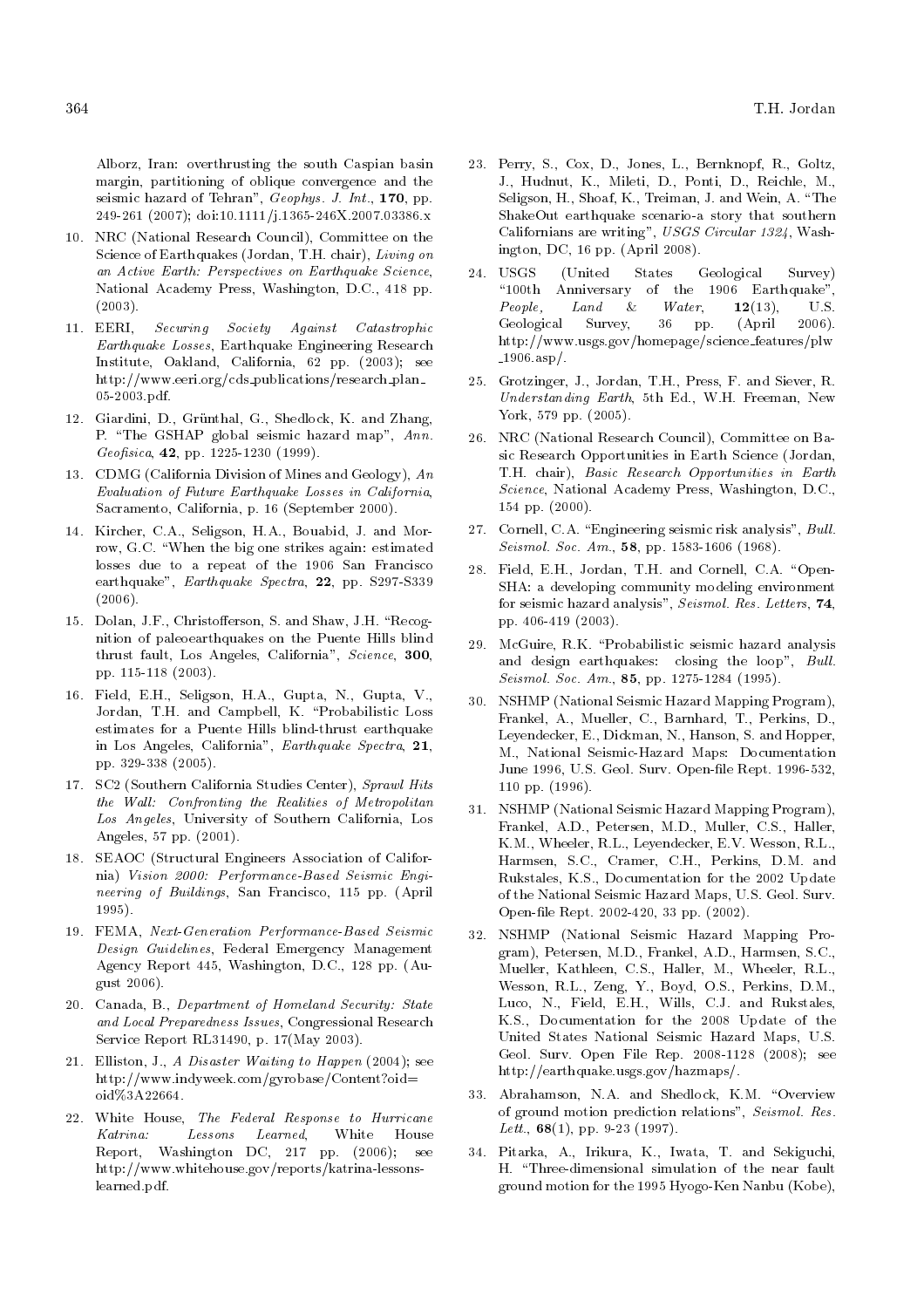Alborz, Iran: overthrusting the south Caspian basin margin, partitioning of oblique convergence and the seismic hazard of Tehran", *Geophys. J. Int.*, **170**, pp. 249-261 (2007); doi:10.1111/j.1365-246X.2007.03386.x

10. NRC (National Research Council), Committee on the Science of Earthquakes (Jordan, T.H. chair), *Living on an Active Earth: Perspectives on Earthquake Science*, National Academy Press, Washington, D.C., 418 pp. (2003).

11. EERI, *Securing Society Against Catastrophic Earthquake Losses*, Earthquake Engineering Research Institute, Oakland, California, 62 pp. (2003); see http://www.eeri.org/cds_publications/research_plan_05-2003.pdf.

12. Giardini, D., Grünthal, G., Shedlock, K. and Zhang, P. "The GSHAP global seismic hazard map", *Ann. Geofisica*, **42**, pp. 1225-1230 (1999).

13. CDMG (California Division of Mines and Geology), *An Evaluation of Future Earthquake Losses in California*, Sacramento, California, p. 16 (September 2000).

14. Kircher, C.A., Seligson, H.A., Bouabid, J. and Morrow, G.C. "When the big one strikes again: estimated losses due to a repeat of the 1906 San Francisco earthquake", *Earthquake Spectra*, **22**, pp. S297-S339 (2006).

15. Dolan, J.F., Christofferson, S. and Shaw, J.H. "Recognition of paleoearthquakes on the Puente Hills blind thrust fault, Los Angeles, California", *Science*, **300**, pp. 115-118 (2003).

16. Field, E.H., Seligson, H.A., Gupta, N., Gupta, V., Jordan, T.H. and Campbell, K. "Probabilistic Loss estimates for a Puente Hills blind-thrust earthquake in Los Angeles, California", *Earthquake Spectra*, **21**, pp. 329-338 (2005).

17. SC2 (Southern California Studies Center), *Sprawl Hits the Wall: Confronting the Realities of Metropolitan Los Angeles*, University of Southern California, Los Angeles, 57 pp. (2001).

18. SEAOC (Structural Engineers Association of California) *Vision 2000: Performance-Based Seismic Engineering of Buildings*, San Francisco, 115 pp. (April 1995).

19. FEMA, *Next-Generation Performance-Based Seismic Design Guidelines*, Federal Emergency Management Agency Report 445, Washington, D.C., 128 pp. (August 2006).

20. Canada, B., *Department of Homeland Security: State and Local Preparedness Issues*, Congressional Research Service Report RL31490, p. 17(May 2003).

21. Elliston, J., *A Disaster Waiting to Happen* (2004); see http://www.indyweek.com/gyrobase/Content?oid=oid%3A22664.

22. White House, *The Federal Response to Hurricane Katrina: Lessons Learned*, White House Report, Washington DC, 217 pp. (2006); see http://www.whitehouse.gov/reports/katrina-lessons-learned.pdf.

23. Perry, S., Cox, D., Jones, L., Bernknopf, R., Goltz, J., Hudnut, K., Mileti, D., Ponti, D., Reichle, M., Seligson, H., Shoaf, K., Treiman, J. and Wein, A. "The ShakeOut earthquake scenario-a story that southern Californians are writing", *USGS Circular 1324*, Washington, DC, 16 pp. (April 2008).

24. USGS (United States Geological Survey) "100th Anniversary of the 1906 Earthquake", *People, Land & Water*, **12**(13), U.S. Geological Survey, 36 pp. (April 2006). http://www.usgs.gov/homepage/science_features/plw_1906.asp/.

25. Grotzinger, J., Jordan, T.H., Press, F. and Siever, R. *Understanding Earth*, 5th Ed., W.H. Freeman, New York, 579 pp. (2005).

26. NRC (National Research Council), Committee on Basic Research Opportunities in Earth Science (Jordan, T.H. chair), *Basic Research Opportunities in Earth Science*, National Academy Press, Washington, D.C., 154 pp. (2000).

27. Cornell, C.A. "Engineering seismic risk analysis", *Bull. Seismol. Soc. Am.*, **58**, pp. 1583-1606 (1968).

28. Field, E.H., Jordan, T.H. and Cornell, C.A. "OpenSHA: a developing community modeling environment for seismic hazard analysis", *Seismol. Res. Letters*, **74**, pp. 406-419 (2003).

29. McGuire, R.K. "Probabilistic seismic hazard analysis and design earthquakes: closing the loop", *Bull. Seismol. Soc. Am.*, **85**, pp. 1275-1284 (1995).

30. NSHMP (National Seismic Hazard Mapping Program), Frankel, A., Mueller, C., Barnhard, T., Perkins, D., Leyendecker, E., Dickman, N., Hanson, S. and Hopper, M., National Seismic-Hazard Maps: Documentation June 1996, U.S. Geol. Surv. Open-file Rept. 1996-532, 110 pp. (1996).

31. NSHMP (National Seismic Hazard Mapping Program), Frankel, A.D., Petersen, M.D., Muller, C.S., Haller, K.M., Wheeler, R.L., Leyendecker, E.V. Wesson, R.L., Harmsen, S.C., Cramer, C.H., Perkins, D.M. and Rukstales, K.S., Documentation for the 2002 Update of the National Seismic Hazard Maps, U.S. Geol. Surv. Open-file Rept. 2002-420, 33 pp. (2002).

32. NSHMP (National Seismic Hazard Mapping Program), Petersen, M.D., Frankel, A.D., Harmsen, S.C., Mueller, Kathleen, C.S., Haller, M., Wheeler, R.L., Wesson, R.L., Zeng, Y., Boyd, O.S., Perkins, D.M., Luco, N., Field, E.H., Wills, C.J. and Rukstales, K.S., Documentation for the 2008 Update of the United States National Seismic Hazard Maps, U.S. Geol. Surv. Open File Rep. 2008-1128 (2008); see http://earthquake.usgs.gov/hazmaps/.

33. Abrahamson, N.A. and Shedlock, K.M. "Overview of ground motion prediction relations", *Seismol. Res. Lett.*, **68**(1), pp. 9-23 (1997).

34. Pitarka, A., Irikura, K., Iwata, T. and Sekiguchi, H. "Three-dimensional simulation of the near fault ground motion for the 1995 Hyogo-Ken Nanbu (Kobe),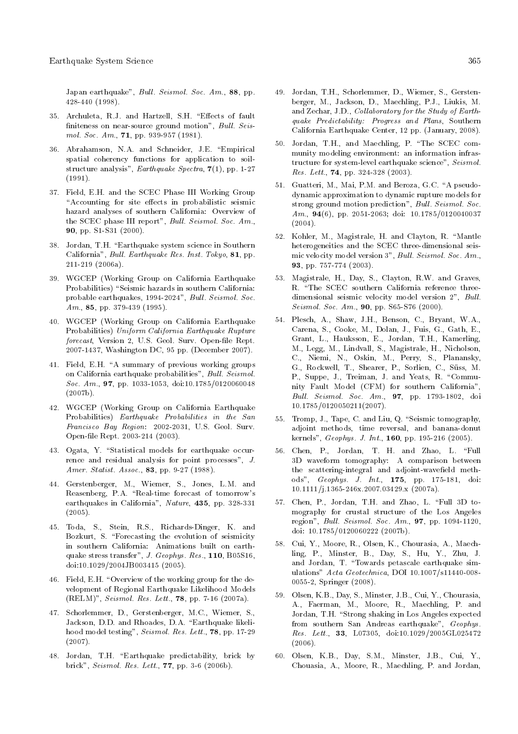Japan earthquake", *Bull. Seismol. Soc. Am.*, **88**, pp. 428-440 (1998).

35. Archuleta, R.J. and Hartzell, S.H. "Effects of fault finiteness on near-source ground motion", *Bull. Seismol. Soc. Am.*, **71**, pp. 939-957 (1981).

36. Abrahamson, N.A. and Schneider, J.E. "Empirical spatial coherency functions for application to soil-structure analysis", *Earthquake Spectra*, **7**(1), pp. 1-27 (1991).

37. Field, E.H. and the SCEC Phase III Working Group "Accounting for site effects in probabilistic seismic hazard analyses of southern California: Overview of the SCEC phase III report", *Bull. Seismol. Soc. Am.*, **90**, pp. S1-S31 (2000).

38. Jordan, T.H. "Earthquake system science in Southern California", *Bull. Earthquake Res. Inst. Tokyo*, **81**, pp. 211-219 (2006a).

39. WGCEP (Working Group on California Earthquake Probabilities) "Seismic hazards in southern California: probable earthquakes, 1994-2024", *Bull. Seismol. Soc. Am.*, **85**, pp. 379-439 (1995).

40. WGCEP (Working Group on California Earthquake Probabilities) *Uniform California Earthquake Rupture forecast*, Version 2, U.S. Geol. Surv. Open-file Rept. 2007-1437, Washington DC, 95 pp. (December 2007).

41. Field, E.H. "A summary of previous working groups on California earthquake probabilities", *Bull. Seismol. Soc. Am.*, **97**, pp. 1033-1053, doi:10.1785/0120060048 (2007b).

42. WGCEP (Working Group on California Earthquake Probabilities) *Earthquake Probabilities in the San Francisco Bay Region*: 2002-2031, U.S. Geol. Surv. Open-file Rept. 2003-214 (2003).

43. Ogata, Y. "Statistical models for earthquake occurrence and residual analysis for point processes", *J. Amer. Statist. Assoc.*, **83**, pp. 9-27 (1988).

44. Gerstenberger, M., Wiemer, S., Jones, L.M. and Reasenberg, P.A. "Real-time forecast of tomorrow's earthquakes in California", *Nature*, **435**, pp. 328-331 (2005).

45. Toda, S., Stein, R.S., Richards-Dinger, K. and Bozkurt, S. "Forecasting the evolution of seismicity in southern California: Animations built on earthquake stress transfer", *J. Geophys. Res.*, **110**, B05S16, doi:10.1029/2004JB003415 (2005).

46. Field, E.H. "Overview of the working group for the development of Regional Earthquake Likelihood Models (RELM)", *Seismol. Res. Lett.*, **78**, pp. 7-16 (2007a).

47. Schorlemmer, D., Gerstenberger, M.C., Wiemer, S., Jackson, D.D. and Rhoades, D.A. "Earthquake likelihood model testing", *Seismol. Res. Lett.*, **78**, pp. 17-29 (2007).

48. Jordan, T.H. "Earthquake predictability, brick by brick", *Seismol. Res. Lett.*, **77**, pp. 3-6 (2006b).

49. Jordan, T.H., Schorlemmer, D., Wiemer, S., Gerstenberger, M., Jackson, D., Maechling, P.J., Liukis, M. and Zechar, J.D., *Collaboratory for the Study of Earthquake Predictability: Progress and Plans*, Southern California Earthquake Center, 12 pp. (January, 2008).

50. Jordan, T.H., and Maechling, P. "The SCEC community modeling environment: an information infrastructure for system-level earthquake science", *Seismol. Res. Lett.*, **74**, pp. 324-328 (2003).

51. Guatteri, M., Mai, P.M. and Beroza, G.C. "A pseudo-dynamic approximation to dynamic rupture models for strong ground motion prediction", *Bull. Seismol. Soc. Am.*, **94**(6), pp. 2051-2063; doi: 10.1785/0120040037 (2004).

52. Kohler, M., Magistrale, H. and Clayton, R. "Mantle heterogeneities and the SCEC three-dimensional seismic velocity model version 3", *Bull. Seismol. Soc. Am.*, **93**, pp. 757-774 (2003).

53. Magistrale, H., Day, S., Clayton, R.W. and Graves, R. "The SCEC southern California reference three-dimensional seismic velocity model version 2", *Bull. Seismol. Soc. Am.*, **90**, pp. S65-S76 (2000).

54. Plesch, A., Shaw, J.H., Benson, C., Bryant, W.A., Carena, S., Cooke, M., Dolan, J., Fuis, G., Gath, E., Grant, L., Hauksson, E., Jordan, T.H., Kamerling, M., Legg, M., Lindvall, S., Magistrale, H., Nicholson, C., Niemi, N., Oskin, M., Perry, S., Planansky, G., Rockwell, T., Shearer, P., Sorlien, C., Süss, M. P., Suppe, J., Treiman, J. and Yeats, R. "Community Fault Model (CFM) for southern California", *Bull. Seismol. Soc. Am.*, **97**, pp. 1793-1802, doi 10.1785/0120050211(2007).

55. Tromp, J., Tape, C. and Liu, Q. "Seismic tomography, adjoint methods, time reversal, and banana-donut kernels", *Geophys. J. Int.*, **160**, pp. 195-216 (2005).

56. Chen, P., Jordan, T. H. and Zhao, L. "Full 3D waveform tomography: A comparison between the scattering-integral and adjoint-wavefield methods", *Geophys. J. Int.*, **175**, pp. 175-181, doi: 10.1111/j.1365-246x.2007.03429.x (2007a).

57. Chen, P., Jordan, T.H. and Zhao, L. "Full 3D tomography for crustal structure of the Los Angeles region", *Bull. Seismol. Soc. Am.*, **97**, pp. 1094-1120, doi: 10.1785/0120060222 (2007b).

58. Cui, Y., Moore, R., Olsen, K., Chourasia, A., Maechling, P., Minster, B., Day, S., Hu, Y., Zhu, J. and Jordan, T. "Towards petascale earthquake simulations" *Acta Geotechnica*, DOI 10.1007/s11440-008-0055-2, Springer (2008).

59. Olsen, K.B., Day, S., Minster, J.B., Cui, Y., Chourasia, A., Faerman, M., Moore, R., Maechling, P. and Jordan, T.H. "Strong shaking in Los Angeles expected from southern San Andreas earthquake", *Geophys. Res. Lett.*, **33**, L07305, doi:10.1029/2005GL025472 (2006).

60. Olsen, K.B., Day, S.M., Minster, J.B., Cui, Y., Chouasia, A., Moore, R., Maechling, P. and Jordan,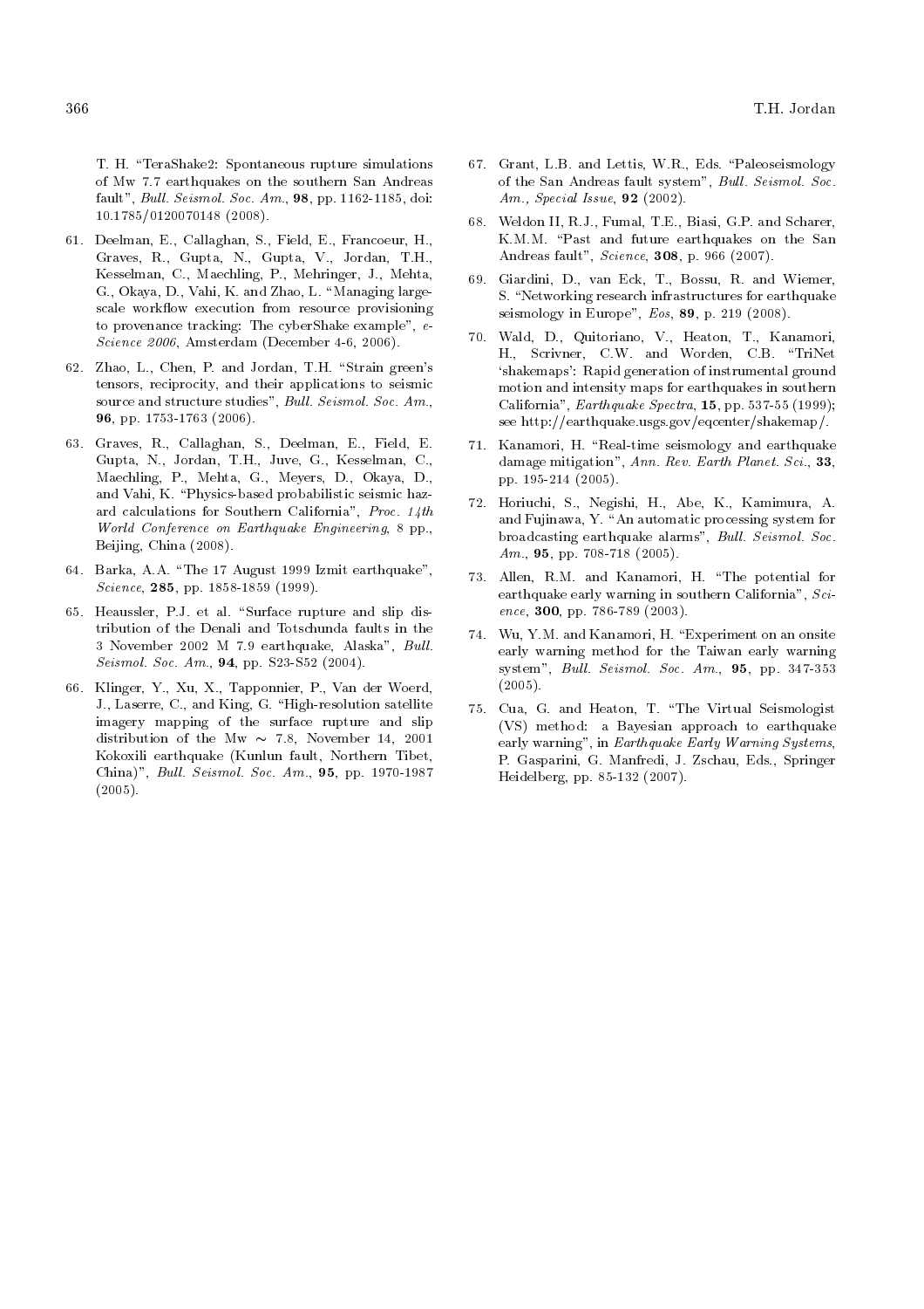T. H. "TeraShake2: Spontaneous rupture simulations of Mw 7.7 earthquakes on the southern San Andreas fault", *Bull. Seismol. Soc. Am.*, **98**, pp. 1162-1185, doi: 10.1785/0120070148 (2008).

61. Deelman, E., Callaghan, S., Field, E., Francoeur, H., Graves, R., Gupta, N., Gupta, V., Jordan, T.H., Kesselman, C., Maechling, P., Mehringer, J., Mehta, G., Okaya, D., Vahi, K. and Zhao, L. "Managing large-scale workflow execution from resource provisioning to provenance tracking: The cyberShake example", *e-Science 2006*, Amsterdam (December 4-6, 2006).

62. Zhao, L., Chen, P. and Jordan, T.H. "Strain green's tensors, reciprocity, and their applications to seismic source and structure studies", *Bull. Seismol. Soc. Am.*, **96**, pp. 1753-1763 (2006).

63. Graves, R., Callaghan, S., Deelman, E., Field, E. Gupta, N., Jordan, T.H., Juve, G., Kesselman, C., Maechling, P., Mehta, G., Meyers, D., Okaya, D., and Vahi, K. "Physics-based probabilistic seismic hazard calculations for Southern California", *Proc. 14th World Conference on Earthquake Engineering*, 8 pp., Beijing, China (2008).

64. Barka, A.A. "The 17 August 1999 Izmit earthquake", *Science*, **285**, pp. 1858-1859 (1999).

65. Heaussler, P.J. et al. "Surface rupture and slip distribution of the Denali and Totschunda faults in the 3 November 2002 M 7.9 earthquake, Alaska", *Bull. Seismol. Soc. Am.*, **94**, pp. S23-S52 (2004).

66. Klinger, Y., Xu, X., Tapponnier, P., Van der Woerd, J., Laserre, C., and King, G. "High-resolution satellite imagery mapping of the surface rupture and slip distribution of the Mw $\sim$ 7.8, November 14, 2001 Kokoxili earthquake (Kunlun fault, Northern Tibet, China)", *Bull. Seismol. Soc. Am.*, **95**, pp. 1970-1987 (2005).

67. Grant, L.B. and Lettis, W.R., Eds. "Paleoseismology of the San Andreas fault system", *Bull. Seismol. Soc. Am., Special Issue*, **92** (2002).

68. Weldon II, R.J., Fumal, T.E., Biasi, G.P. and Scharer, K.M.M. "Past and future earthquakes on the San Andreas fault", *Science*, **308**, p. 966 (2007).

69. Giardini, D., van Eck, T., Bossu, R. and Wiemer, S. "Networking research infrastructures for earthquake seismology in Europe", *Eos*, **89**, p. 219 (2008).

70. Wald, D., Quitoriano, V., Heaton, T., Kanamori, H., Scrivner, C.W. and Worden, C.B. "TriNet 'shakemaps': Rapid generation of instrumental ground motion and intensity maps for earthquakes in southern California", *Earthquake Spectra*, **15**, pp. 537-55 (1999); see http://earthquake.usgs.gov/eqcenter/shakemap/.

71. Kanamori, H. "Real-time seismology and earthquake damage mitigation", *Ann. Rev. Earth Planet. Sci.*, **33**, pp. 195-214 (2005).

72. Horiuchi, S., Negishi, H., Abe, K., Kamimura, A. and Fujinawa, Y. "An automatic processing system for broadcasting earthquake alarms", *Bull. Seismol. Soc. Am.*, **95**, pp. 708-718 (2005).

73. Allen, R.M. and Kanamori, H. "The potential for earthquake early warning in southern California", *Science*, **300**, pp. 786-789 (2003).

74. Wu, Y.M. and Kanamori, H. "Experiment on an onsite early warning method for the Taiwan early warning system", *Bull. Seismol. Soc. Am.*, **95**, pp. 347-353 (2005).

75. Cua, G. and Heaton, T. "The Virtual Seismologist (VS) method: a Bayesian approach to earthquake early warning", in *Earthquake Early Warning Systems*, P. Gasparini, G. Manfredi, J. Zschau, Eds., Springer Heidelberg, pp. 85-132 (2007).